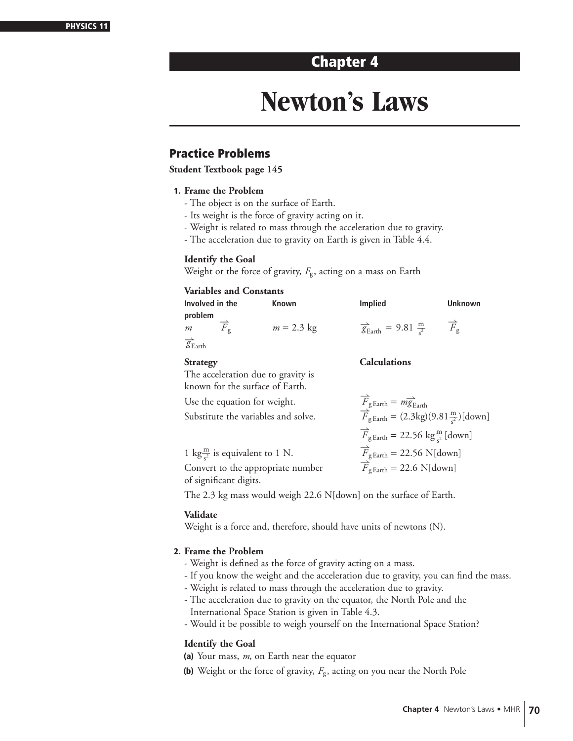## Chapter 4

# Newton's Laws

## Practice Problems

**Student Textbook page 145**

**1. Frame the Problem**

- The object is on the surface of Earth.
- Its weight is the force of gravity acting on it.
- Weight is related to mass through the acceleration due to gravity.
- The acceleration due to gravity on Earth is given in Table 4.4.

**Identify the Goal**

Weight or the force of gravity, $F_g$, acting on a mass on Earth

**Variables and Constants**

| Involved in the problem | | Known | Implied | Unknown |
|---|---|---|---|---|
| $m$ | $\vec{F}_g$ | $m = 2.3$ kg | $\vec{g}_{Earth} = 9.81\ \frac{m}{s^2}$ | $\vec{F}_g$ |
| $\vec{g}_{Earth}$ | | | | |

| Strategy | Calculations |
|---|---|
| The acceleration due to gravity is known for the surface of Earth. | |
| Use the equation for weight. | $\vec{F}_{g\,Earth} = m\vec{g}_{Earth}$ |
| Substitute the variables and solve. | $\vec{F}_{g\,Earth} = (2.3\text{kg})(9.81\frac{m}{s^2})[\text{down}]$ |
| | $\vec{F}_{g\,Earth} = 22.56\ \text{kg}\frac{m}{s^2}[\text{down}]$ |
| 1 $\text{kg}\frac{m}{s^2}$ is equivalent to 1 N. | $\vec{F}_{g\,Earth} = 22.56\ \text{N}[\text{down}]$ |
| Convert to the appropriate number of significant digits. | $\vec{F}_{g\,Earth} = 22.6\ \text{N}[\text{down}]$ |

The 2.3 kg mass would weigh 22.6 N[down] on the surface of Earth.

**Validate**

Weight is a force and, therefore, should have units of newtons (N).

**2. Frame the Problem**

- Weight is defined as the force of gravity acting on a mass.
- If you know the weight and the acceleration due to gravity, you can find the mass.
- Weight is related to mass through the acceleration due to gravity.
- The acceleration due to gravity on the equator, the North Pole and the International Space Station is given in Table 4.3.
- Would it be possible to weigh yourself on the International Space Station?

**Identify the Goal**

**(a)** Your mass, $m$, on Earth near the equator

**(b)** Weight or the force of gravity, $F_g$, acting on you near the North Pole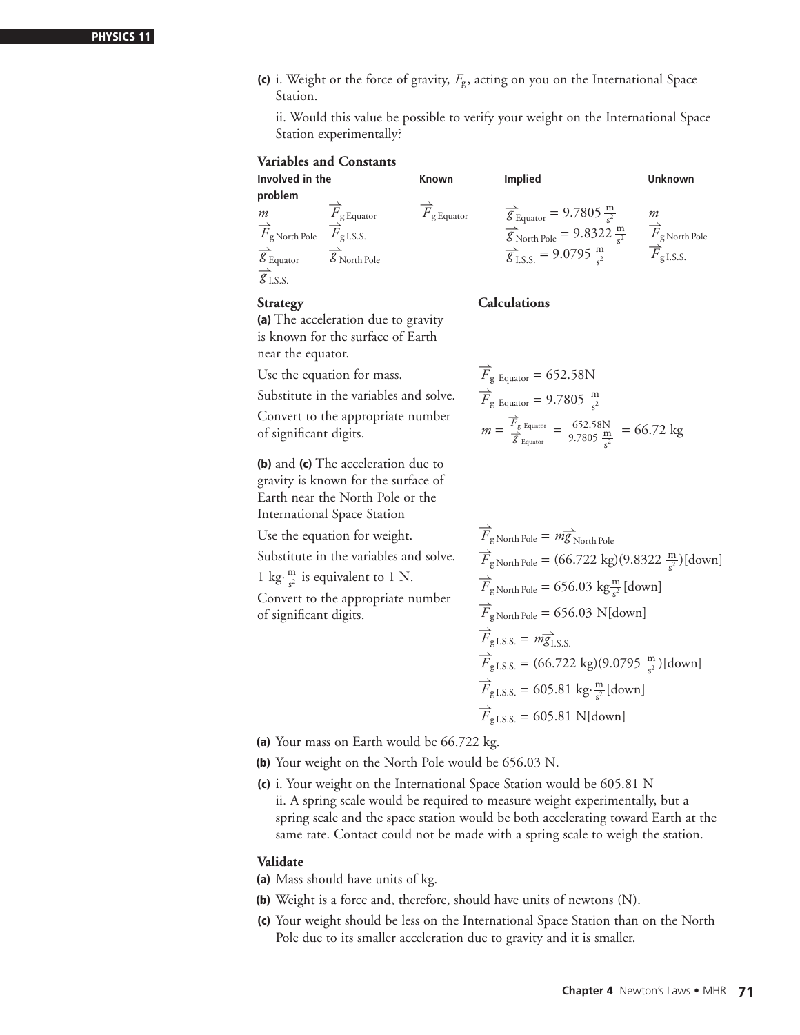**(c)** i. Weight or the force of gravity, $F_g$, acting on you on the International Space Station.

ii. Would this value be possible to verify your weight on the International Space Station experimentally?

### Variables and Constants

| Involved in the problem | | Known | Implied | Unknown |
|---|---|---|---|---|
| $m$ | $\vec{F}_{\text{g Equator}}$ | $\vec{F}_{\text{g Equator}}$ | $\vec{g}_{\text{Equator}} = 9.7805\ \frac{\text{m}}{\text{s}^2}$ | $m$ |
| $\vec{F}_{\text{g North Pole}}$ | $\vec{F}_{\text{g I.S.S.}}$ | | $\vec{g}_{\text{North Pole}} = 9.8322\ \frac{\text{m}}{\text{s}^2}$ | $\vec{F}_{\text{g North Pole}}$ |
| $\vec{g}_{\text{Equator}}$ | $\vec{g}_{\text{North Pole}}$ | | $\vec{g}_{\text{I.S.S.}} = 9.0795\ \frac{\text{m}}{\text{s}^2}$ | $\vec{F}_{\text{g I.S.S.}}$ |
| $\vec{g}_{\text{I.S.S.}}$ | | | | |

| Strategy | Calculations |
|---|---|
| **(a)** The acceleration due to gravity is known for the surface of Earth near the equator. | |
| Use the equation for mass. | $\vec{F}_{\text{g Equator}} = 652.58\text{N}$ |
| Substitute in the variables and solve. | $\vec{F}_{\text{g Equator}} = 9.7805\ \frac{\text{m}}{\text{s}^2}$ |
| Convert to the appropriate number of significant digits. | $m = \frac{\vec{F}_{\text{g Equator}}}{\vec{g}_{\text{Equator}}} = \frac{652.58\text{N}}{9.7805\ \frac{\text{m}}{\text{s}^2}} = 66.72\ \text{kg}$ |
| **(b)** and **(c)** The acceleration due to gravity is known for the surface of Earth near the North Pole or the International Space Station | |
| Use the equation for weight. | $\vec{F}_{\text{g North Pole}} = m\vec{g}_{\text{North Pole}}$ |
| Substitute in the variables and solve. | $\vec{F}_{\text{g North Pole}} = (66.722\ \text{kg})(9.8322\ \frac{\text{m}}{\text{s}^2})[\text{down}]$ |
| 1 $\text{kg}\cdot\frac{\text{m}}{\text{s}^2}$ is equivalent to 1 N. | $\vec{F}_{\text{g North Pole}} = 656.03\ \text{kg}\frac{\text{m}}{\text{s}^2}[\text{down}]$ |
| Convert to the appropriate number of significant digits. | $\vec{F}_{\text{g North Pole}} = 656.03\ \text{N}[\text{down}]$ |
| | $\vec{F}_{\text{g I.S.S.}} = m\vec{g}_{\text{I.S.S.}}$ |
| | $\vec{F}_{\text{g I.S.S.}} = (66.722\ \text{kg})(9.0795\ \frac{\text{m}}{\text{s}^2})[\text{down}]$ |
| | $\vec{F}_{\text{g I.S.S.}} = 605.81\ \text{kg}\cdot\frac{\text{m}}{\text{s}^2}[\text{down}]$ |
| | $\vec{F}_{\text{g I.S.S.}} = 605.81\ \text{N}[\text{down}]$ |

**(a)** Your mass on Earth would be 66.722 kg.

**(b)** Your weight on the North Pole would be 656.03 N.

**(c)** i. Your weight on the International Space Station would be 605.81 N
ii. A spring scale would be required to measure weight experimentally, but a spring scale and the space station would be both accelerating toward Earth at the same rate. Contact could not be made with a spring scale to weigh the station.

### Validate

**(a)** Mass should have units of kg.

**(b)** Weight is a force and, therefore, should have units of newtons (N).

**(c)** Your weight should be less on the International Space Station than on the North Pole due to its smaller acceleration due to gravity and it is smaller.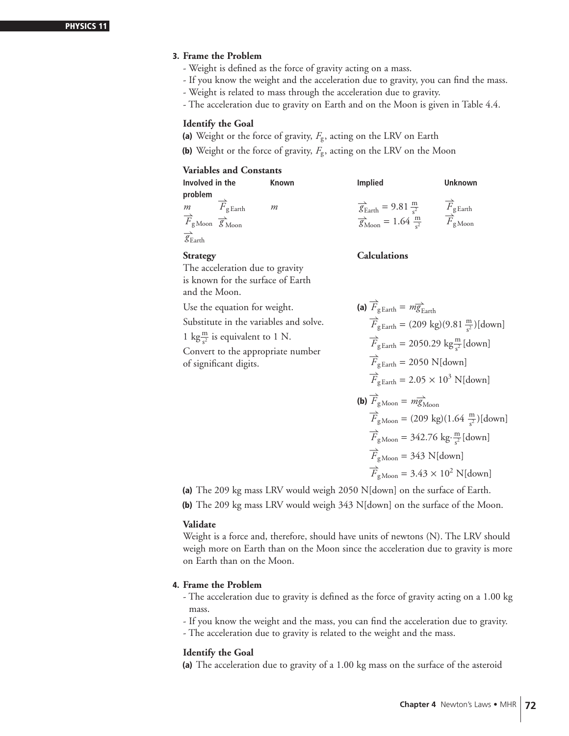**3. Frame the Problem**

- Weight is defined as the force of gravity acting on a mass.
- If you know the weight and the acceleration due to gravity, you can find the mass.
- Weight is related to mass through the acceleration due to gravity.
- The acceleration due to gravity on Earth and on the Moon is given in Table 4.4.

**Identify the Goal**

**(a)** Weight or the force of gravity, $F_g$, acting on the LRV on Earth

**(b)** Weight or the force of gravity, $F_g$, acting on the LRV on the Moon

**Variables and Constants**

| Involved in the problem | | Known | Implied | Unknown |
|---|---|---|---|---|
| $m$ | $\vec{F}_{g\,Earth}$ | $m$ | $\vec{g}_{Earth} = 9.81\ \frac{m}{s^2}$ | $\vec{F}_{g\,Earth}$ |
| $\vec{F}_{g\,Moon}$ | $\vec{g}_{Moon}$ | | $\vec{g}_{Moon} = 1.64\ \frac{m}{s^2}$ | $\vec{F}_{g\,Moon}$ |
| $\vec{g}_{Earth}$ | | | | |

**Strategy**

The acceleration due to gravity is known for the surface of Earth and the Moon.

Use the equation for weight.

Substitute in the variables and solve.

$1\ kg\frac{m}{s^2}$ is equivalent to 1 N.

Convert to the appropriate number of significant digits.

**Calculations**

**(a)**
$$\vec{F}_{g\,Earth} = m\vec{g}_{Earth}$$
$$\vec{F}_{g\,Earth} = (209\ kg)(9.81\ \tfrac{m}{s^2})[down]$$
$$\vec{F}_{g\,Earth} = 2050.29\ kg\tfrac{m}{s^2}[down]$$
$$\vec{F}_{g\,Earth} = 2050\ N[down]$$
$$\vec{F}_{g\,Earth} = 2.05 \times 10^3\ N[down]$$

**(b)**
$$\vec{F}_{g\,Moon} = m\vec{g}_{Moon}$$
$$\vec{F}_{g\,Moon} = (209\ kg)(1.64\ \tfrac{m}{s^2})[down]$$
$$\vec{F}_{g\,Moon} = 342.76\ kg\cdot\tfrac{m}{s^2}[down]$$
$$\vec{F}_{g\,Moon} = 343\ N[down]$$
$$\vec{F}_{g\,Moon} = 3.43 \times 10^2\ N[down]$$

**(a)** The 209 kg mass LRV would weigh 2050 N[down] on the surface of Earth.

**(b)** The 209 kg mass LRV would weigh 343 N[down] on the surface of the Moon.

**Validate**

Weight is a force and, therefore, should have units of newtons (N). The LRV should weigh more on Earth than on the Moon since the acceleration due to gravity is more on Earth than on the Moon.

**4. Frame the Problem**

- The acceleration due to gravity is defined as the force of gravity acting on a 1.00 kg mass.
- If you know the weight and the mass, you can find the acceleration due to gravity.
- The acceleration due to gravity is related to the weight and the mass.

**Identify the Goal**

**(a)** The acceleration due to gravity of a 1.00 kg mass on the surface of the asteroid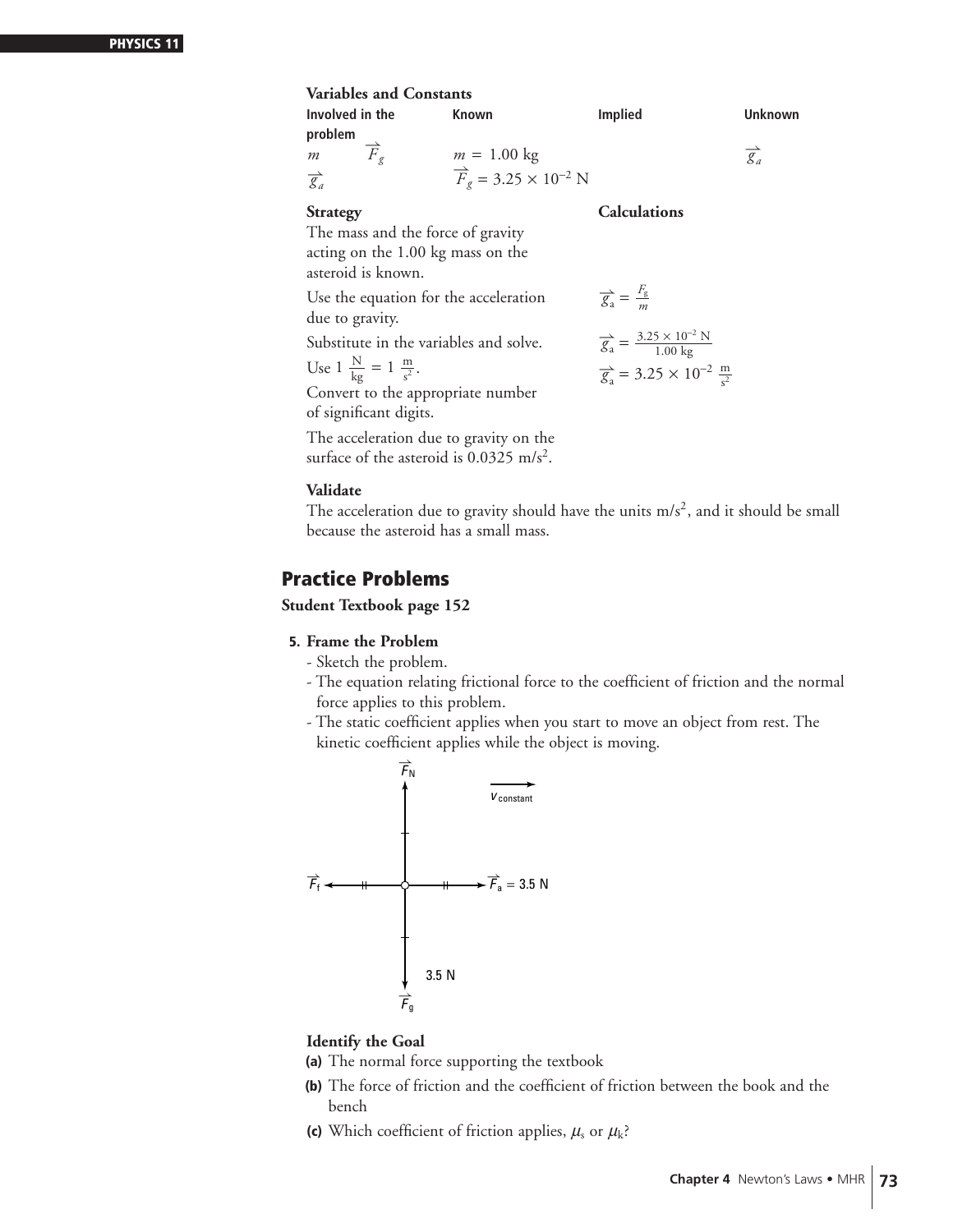**Variables and Constants**

| Involved in the problem | | Known | Implied | Unknown |
|---|---|---|---|---|
| $m$ | $\vec{F}_g$ | $m = 1.00$ kg | | $\vec{g}_a$ |
| $\vec{g}_a$ | | $\vec{F}_g = 3.25 \times 10^{-2}$ N | | |

**Strategy**

The mass and the force of gravity acting on the 1.00 kg mass on the asteroid is known.

**Calculations**

Use the equation for the acceleration due to gravity.

$$\vec{g}_a = \frac{F_g}{m}$$

Substitute in the variables and solve.

$$\vec{g}_a = \frac{3.25 \times 10^{-2}\ \text{N}}{1.00\ \text{kg}}$$

Use $1\ \frac{\text{N}}{\text{kg}} = 1\ \frac{\text{m}}{\text{s}^2}$.

$$\vec{g}_a = 3.25 \times 10^{-2}\ \frac{\text{m}}{\text{s}^2}$$

Convert to the appropriate number of significant digits.

The acceleration due to gravity on the surface of the asteroid is 0.0325 m/s$^2$.

**Validate**

The acceleration due to gravity should have the units m/s$^2$, and it should be small because the asteroid has a small mass.

## Practice Problems

**Student Textbook page 152**

**5. Frame the Problem**

- Sketch the problem.
- The equation relating frictional force to the coefficient of friction and the normal force applies to this problem.
- The static coefficient applies when you start to move an object from rest. The kinetic coefficient applies while the object is moving.

$\vec{F}_N$ $v_{constant}$ $\vec{F}_f$ $\vec{F}_a = 3.5$ N 3.5 N $\vec{F}_g$

**Identify the Goal**

**(a)** The normal force supporting the textbook

**(b)** The force of friction and the coefficient of friction between the book and the bench

**(c)** Which coefficient of friction applies, $\mu_s$ or $\mu_k$?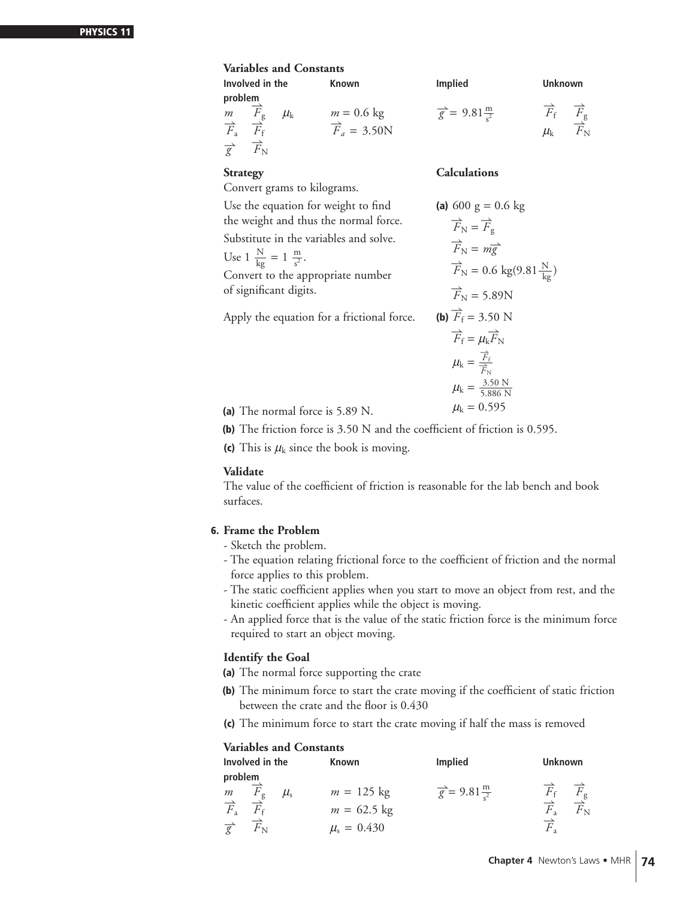**Variables and Constants**

| Involved in the problem | Known | Implied | Unknown |
|---|---|---|---|
| $m$ $\quad\vec{F}_g$ $\quad\mu_k$ | $m = 0.6$ kg | $\vec{g} = 9.81\frac{\text{m}}{\text{s}^2}$ | $\vec{F}_f$ $\quad\vec{F}_g$ |
| $\vec{F}_a$ $\quad\vec{F}_f$ | $\vec{F}_a = 3.50\text{N}$ | | $\mu_k$ $\quad\vec{F}_N$ |
| $\vec{g}$ $\quad\vec{F}_N$ | | | |

| Strategy | Calculations |
|---|---|
| Convert grams to kilograms. | **(a)** 600 g = 0.6 kg |
| Use the equation for weight to find the weight and thus the normal force. | $\vec{F}_N = \vec{F}_g$ |
| Substitute in the variables and solve. | $\vec{F}_N = m\vec{g}$ |
| Use $1\ \frac{\text{N}}{\text{kg}} = 1\ \frac{\text{m}}{\text{s}^2}$. | $\vec{F}_N = 0.6\ \text{kg}(9.81\frac{\text{N}}{\text{kg}})$ |
| Convert to the appropriate number of significant digits. | $\vec{F}_N = 5.89\text{N}$ |
| Apply the equation for a frictional force. | **(b)** $\vec{F}_f = 3.50$ N |
| | $\vec{F}_f = \mu_k\vec{F}_N$ |
| | $\mu_k = \frac{\vec{F}_f}{\vec{F}_N}$ |
| | $\mu_k = \frac{3.50\ \text{N}}{5.886\ \text{N}}$ |
| | $\mu_k = 0.595$ |

**(a)** The normal force is 5.89 N.

**(b)** The friction force is 3.50 N and the coefficient of friction is 0.595.

**(c)** This is $\mu_k$ since the book is moving.

**Validate**

The value of the coefficient of friction is reasonable for the lab bench and book surfaces.

**6. Frame the Problem**

- Sketch the problem.
- The equation relating frictional force to the coefficient of friction and the normal force applies to this problem.
- The static coefficient applies when you start to move an object from rest, and the kinetic coefficient applies while the object is moving.
- An applied force that is the value of the static friction force is the minimum force required to start an object moving.

**Identify the Goal**

**(a)** The normal force supporting the crate

**(b)** The minimum force to start the crate moving if the coefficient of static friction between the crate and the floor is 0.430

**(c)** The minimum force to start the crate moving if half the mass is removed

**Variables and Constants**

| Involved in the problem | Known | Implied | Unknown |
|---|---|---|---|
| $m$ $\quad\vec{F}_g$ $\quad\mu_s$ | $m = 125$ kg | $\vec{g} = 9.81\frac{\text{m}}{\text{s}^2}$ | $\vec{F}_f$ $\quad\vec{F}_g$ |
| $\vec{F}_a$ $\quad\vec{F}_f$ | $m = 62.5$ kg | | $\vec{F}_a$ $\quad\vec{F}_N$ |
| $\vec{g}$ $\quad\vec{F}_N$ | $\mu_s = 0.430$ | | $\vec{F}_a$ |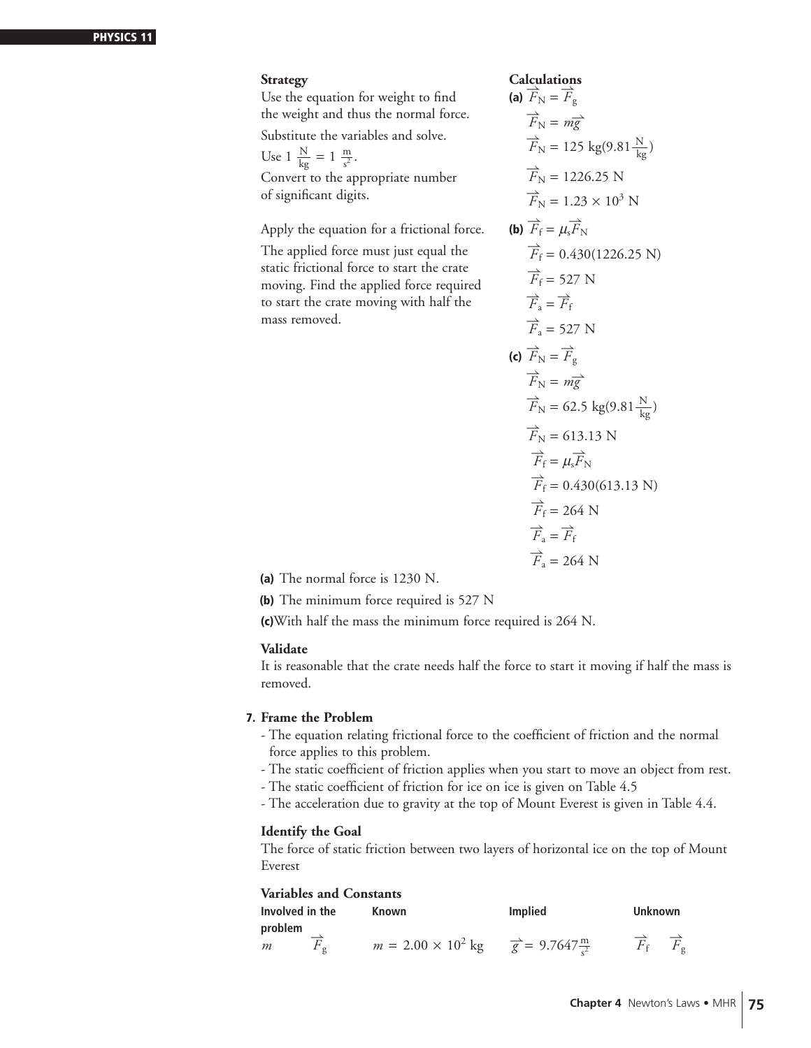**Strategy**

Use the equation for weight to find the weight and thus the normal force.

Substitute the variables and solve.

Use $1\ \frac{\text{N}}{\text{kg}} = 1\ \frac{\text{m}}{\text{s}^2}$.

Convert to the appropriate number of significant digits.

**Calculations**

**(a)**

$$\vec{F}_\text{N} = \vec{F}_\text{g}$$

$$\vec{F}_\text{N} = m\vec{g}$$

$$\vec{F}_\text{N} = 125\ \text{kg}(9.81\frac{\text{N}}{\text{kg}})$$

$$\vec{F}_\text{N} = 1226.25\ \text{N}$$

$$\vec{F}_\text{N} = 1.23 \times 10^3\ \text{N}$$

Apply the equation for a frictional force.

The applied force must just equal the static frictional force to start the crate moving. Find the applied force required to start the crate moving with half the mass removed.

**(b)**

$$\vec{F}_\text{f} = \mu_\text{s}\vec{F}_\text{N}$$

$$\vec{F}_\text{f} = 0.430(1226.25\ \text{N})$$

$$\vec{F}_\text{f} = 527\ \text{N}$$

$$\vec{F}_\text{a} = \vec{F}_\text{f}$$

$$\vec{F}_\text{a} = 527\ \text{N}$$

**(c)**

$$\vec{F}_\text{N} = \vec{F}_\text{g}$$

$$\vec{F}_\text{N} = m\vec{g}$$

$$\vec{F}_\text{N} = 62.5\ \text{kg}(9.81\frac{\text{N}}{\text{kg}})$$

$$\vec{F}_\text{N} = 613.13\ \text{N}$$

$$\vec{F}_\text{f} = \mu_\text{s}\vec{F}_\text{N}$$

$$\vec{F}_\text{f} = 0.430(613.13\ \text{N})$$

$$\vec{F}_\text{f} = 264\ \text{N}$$

$$\vec{F}_\text{a} = \vec{F}_\text{f}$$

$$\vec{F}_\text{a} = 264\ \text{N}$$

**(a)** The normal force is 1230 N.

**(b)** The minimum force required is 527 N

**(c)** With half the mass the minimum force required is 264 N.

**Validate**

It is reasonable that the crate needs half the force to start it moving if half the mass is removed.

**7. Frame the Problem**

- The equation relating frictional force to the coefficient of friction and the normal force applies to this problem.
- The static coefficient of friction applies when you start to move an object from rest.
- The static coefficient of friction for ice on ice is given on Table 4.5
- The acceleration due to gravity at the top of Mount Everest is given in Table 4.4.

**Identify the Goal**

The force of static friction between two layers of horizontal ice on the top of Mount Everest

**Variables and Constants**

| Involved in the problem | Known | Implied | Unknown |
|---|---|---|---|
| $m$ $\quad \vec{F}_\text{g}$ | $m = 2.00 \times 10^2\ \text{kg}$ | $\vec{g} = 9.7647\frac{\text{m}}{\text{s}^2}$ | $\vec{F}_\text{f}$ $\quad \vec{F}_\text{g}$ |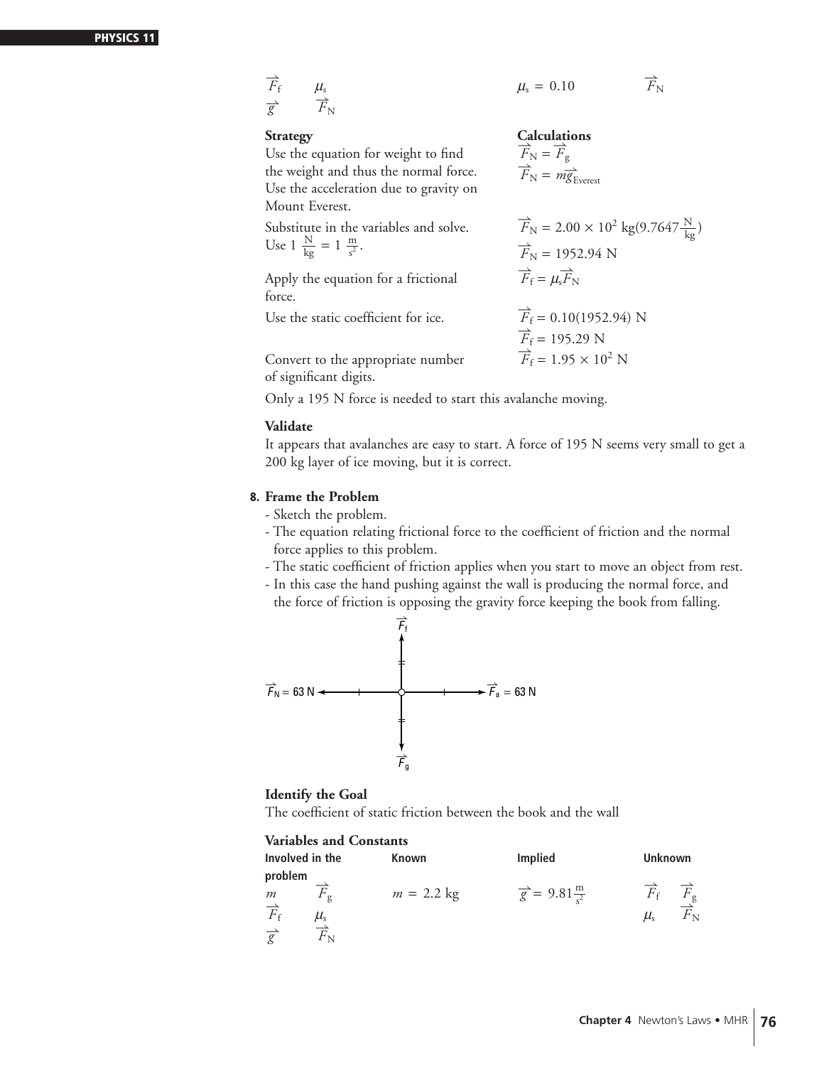| | | | |
|---|---|---|---|
| $\vec{F}_f$ $\mu_s$ | | $\mu_s = 0.10$ | $\vec{F}_N$ |
| $\vec{g}$ $\vec{F}_N$ | | | |

**Strategy**

**Calculations**

Use the equation for weight to find the weight and thus the normal force. Use the acceleration due to gravity on Mount Everest.

$\vec{F}_N = \vec{F}_g$

$\vec{F}_N = m\vec{g}_{Everest}$

Substitute in the variables and solve. Use $1\ \frac{N}{kg} = 1\ \frac{m}{s^2}$.

$\vec{F}_N = 2.00 \times 10^2\ kg(9.7647\frac{N}{kg})$

$\vec{F}_N = 1952.94\ N$

Apply the equation for a frictional force.

$\vec{F}_f = \mu_s \vec{F}_N$

Use the static coefficient for ice.

$\vec{F}_f = 0.10(1952.94)\ N$

$\vec{F}_f = 195.29\ N$

Convert to the appropriate number of significant digits.

$\vec{F}_f = 1.95 \times 10^2\ N$

Only a 195 N force is needed to start this avalanche moving.

**Validate**

It appears that avalanches are easy to start. A force of 195 N seems very small to get a 200 kg layer of ice moving, but it is correct.

**8. Frame the Problem**

- Sketch the problem.
- The equation relating frictional force to the coefficient of friction and the normal force applies to this problem.
- The static coefficient of friction applies when you start to move an object from rest.
- In this case the hand pushing against the wall is producing the normal force, and the force of friction is opposing the gravity force keeping the book from falling.

$\vec{F}_f$ (up), $\vec{F}_g$ (down), $\vec{F}_N = 63\ N$ (left), $\vec{F}_a = 63\ N$ (right)

**Identify the Goal**

The coefficient of static friction between the book and the wall

**Variables and Constants**

| Involved in the problem | | Known | Implied | Unknown | |
|---|---|---|---|---|---|
| $m$ | $\vec{F}_g$ | $m = 2.2\ kg$ | $\vec{g} = 9.81\frac{m}{s^2}$ | $\vec{F}_f$ | $\vec{F}_g$ |
| $\vec{F}_f$ | $\mu_s$ | | | $\mu_s$ | $\vec{F}_N$ |
| $\vec{g}$ | $\vec{F}_N$ | | | | |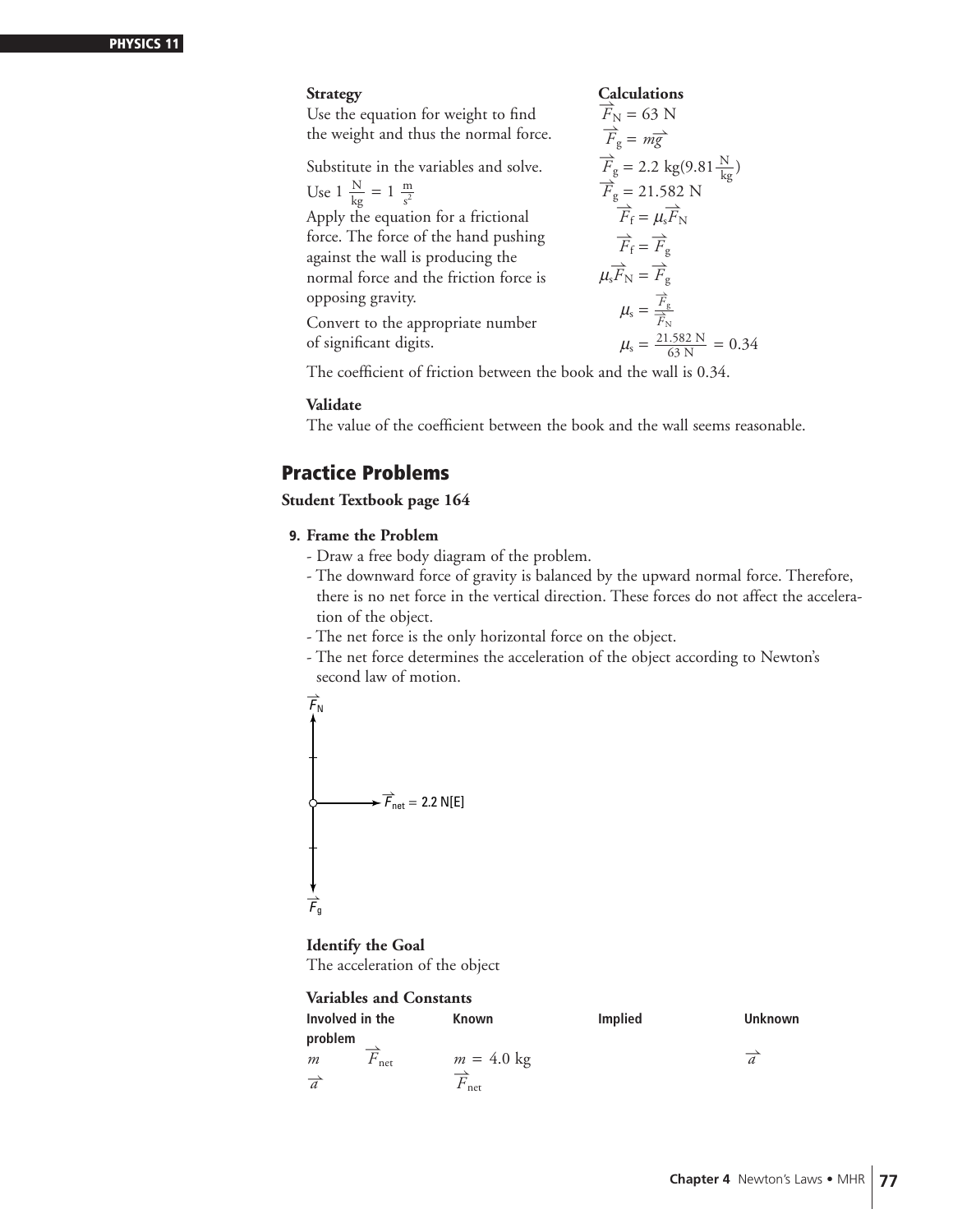| Strategy | Calculations |
|---|---|
| Use the equation for weight to find the weight and thus the normal force. | $\vec{F}_N = 63$ N |
| | $\vec{F}_g = m\vec{g}$ |
| Substitute in the variables and solve. | $\vec{F}_g = 2.2 \text{ kg}(9.81 \frac{\text{N}}{\text{kg}})$ |
| Use $1 \frac{\text{N}}{\text{kg}} = 1 \frac{\text{m}}{\text{s}^2}$ | $\vec{F}_g = 21.582$ N |
| Apply the equation for a frictional force. The force of the hand pushing against the wall is producing the normal force and the friction force is opposing gravity. | $\vec{F}_f = \mu_s \vec{F}_N$ |
| | $\vec{F}_f = \vec{F}_g$ |
| | $\mu_s \vec{F}_N = \vec{F}_g$ |
| | $\mu_s = \frac{\vec{F}_g}{\vec{F}_N}$ |
| Convert to the appropriate number of significant digits. | $\mu_s = \frac{21.582 \text{ N}}{63 \text{ N}} = 0.34$ |

The coefficient of friction between the book and the wall is 0.34.

**Validate**

The value of the coefficient between the book and the wall seems reasonable.

## Practice Problems

**Student Textbook page 164**

**9. Frame the Problem**

- Draw a free body diagram of the problem.
- The downward force of gravity is balanced by the upward normal force. Therefore, there is no net force in the vertical direction. These forces do not affect the acceleration of the object.
- The net force is the only horizontal force on the object.
- The net force determines the acceleration of the object according to Newton's second law of motion.

$\vec{F}_N$

$\vec{F}_{net} = 2.2$ N[E]

$\vec{F}_g$

**Identify the Goal**

The acceleration of the object

**Variables and Constants**

| Involved in the problem | | Known | Implied | Unknown |
|---|---|---|---|---|
| $m$ | $\vec{F}_{net}$ | $m = 4.0$ kg | | $\vec{a}$ |
| $\vec{a}$ | | $\vec{F}_{net}$ | | |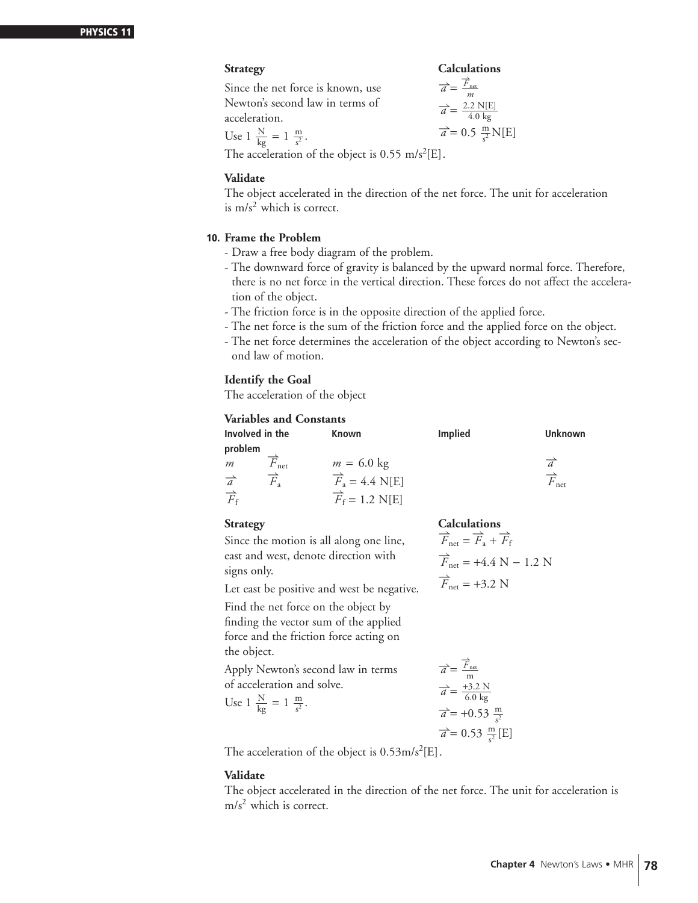**Strategy**

Since the net force is known, use Newton's second law in terms of acceleration.

Use $1\ \frac{N}{kg} = 1\ \frac{m}{s^2}$.

**Calculations**

$\vec{a} = \frac{\vec{F}_{net}}{m}$

$\vec{a} = \frac{2.2\ N[E]}{4.0\ kg}$

$\vec{a} = 0.5\ \frac{m}{s^2} N[E]$

The acceleration of the object is $0.55\ m/s^2[E]$.

**Validate**

The object accelerated in the direction of the net force. The unit for acceleration is $m/s^2$ which is correct.

**10. Frame the Problem**

- Draw a free body diagram of the problem.
- The downward force of gravity is balanced by the upward normal force. Therefore, there is no net force in the vertical direction. These forces do not affect the acceleration of the object.
- The friction force is in the opposite direction of the applied force.
- The net force is the sum of the friction force and the applied force on the object.
- The net force determines the acceleration of the object according to Newton's second law of motion.

**Identify the Goal**

The acceleration of the object

**Variables and Constants**

| Involved in the problem | | Known | Implied | Unknown |
|---|---|---|---|---|
| $m$ | $\vec{F}_{net}$ | $m = 6.0\ kg$ | | $\vec{a}$ |
| $\vec{a}$ | $\vec{F}_a$ | $\vec{F}_a = 4.4\ N[E]$ | | $\vec{F}_{net}$ |
| $\vec{F}_f$ | | $\vec{F}_f = 1.2\ N[E]$ | | |

**Strategy**

Since the motion is all along one line, east and west, denote direction with signs only.

Let east be positive and west be negative.

Find the net force on the object by finding the vector sum of the applied force and the friction force acting on the object.

**Calculations**

$\vec{F}_{net} = \vec{F}_a + \vec{F}_f$

$\vec{F}_{net} = +4.4\ N - 1.2\ N$

$\vec{F}_{net} = +3.2\ N$

Apply Newton's second law in terms of acceleration and solve.

Use $1\ \frac{N}{kg} = 1\ \frac{m}{s^2}$.

$\vec{a} = \frac{\vec{F}_{net}}{m}$

$\vec{a} = \frac{+3.2\ N}{6.0\ kg}$

$\vec{a} = +0.53\ \frac{m}{s^2}$

$\vec{a} = 0.53\ \frac{m}{s^2}[E]$

The acceleration of the object is $0.53 m/s^2[E]$.

**Validate**

The object accelerated in the direction of the net force. The unit for acceleration is $m/s^2$ which is correct.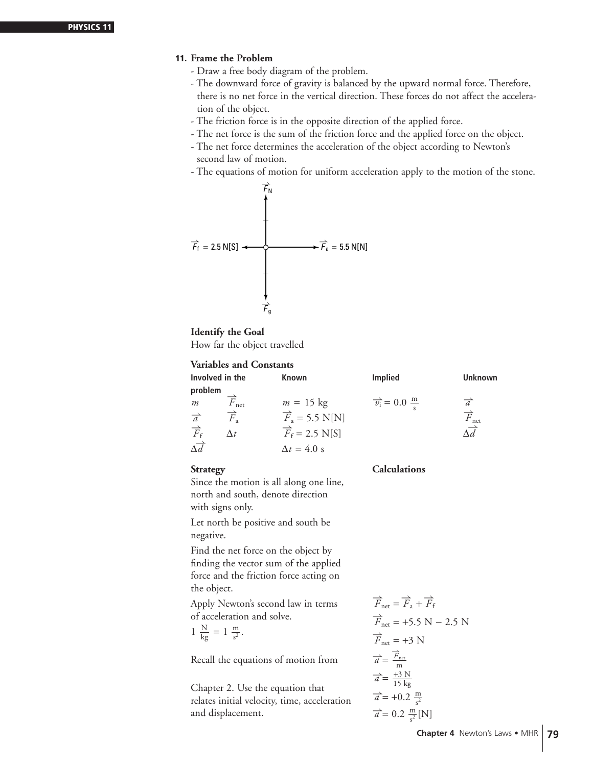**11. Frame the Problem**

- Draw a free body diagram of the problem.
- The downward force of gravity is balanced by the upward normal force. Therefore, there is no net force in the vertical direction. These forces do not affect the acceleration of the object.
- The friction force is in the opposite direction of the applied force.
- The net force is the sum of the friction force and the applied force on the object.
- The net force determines the acceleration of the object according to Newton's second law of motion.
- The equations of motion for uniform acceleration apply to the motion of the stone.

$\vec{F}_N$

$\vec{F}_f = 2.5$ N[S] $\quad$ $\vec{F}_a = 5.5$ N[N]

$\vec{F}_g$

**Identify the Goal**

How far the object travelled

**Variables and Constants**

| Involved in the problem | | Known | Implied | Unknown |
|---|---|---|---|---|
| $m$ | $\vec{F}_{net}$ | $m = 15$ kg | $\vec{v}_i = 0.0 \frac{m}{s}$ | $\vec{a}$ |
| $\vec{a}$ | $\vec{F}_a$ | $\vec{F}_a = 5.5$ N[N] | | $\vec{F}_{net}$ |
| $\vec{F}_f$ | $\Delta t$ | $\vec{F}_f = 2.5$ N[S] | | $\Delta\vec{d}$ |
| $\Delta\vec{d}$ | | $\Delta t = 4.0$ s | | |

**Strategy**

Since the motion is all along one line, north and south, denote direction with signs only.

Let north be positive and south be negative.

Find the net force on the object by finding the vector sum of the applied force and the friction force acting on the object.

Apply Newton's second law in terms of acceleration and solve.

$1 \frac{N}{kg} = 1 \frac{m}{s^2}$.

Recall the equations of motion from Chapter 2. Use the equation that relates initial velocity, time, acceleration and displacement.

**Calculations**

$$\vec{F}_{net} = \vec{F}_a + \vec{F}_f$$

$$\vec{F}_{net} = +5.5 \text{ N} - 2.5 \text{ N}$$

$$\vec{F}_{net} = +3 \text{ N}$$

$$\vec{a} = \frac{\vec{F}_{net}}{m}$$

$$\vec{a} = \frac{+3 \text{ N}}{15 \text{ kg}}$$

$$\vec{a} = +0.2 \frac{m}{s^2}$$

$$\vec{a} = 0.2 \frac{m}{s^2}[N]$$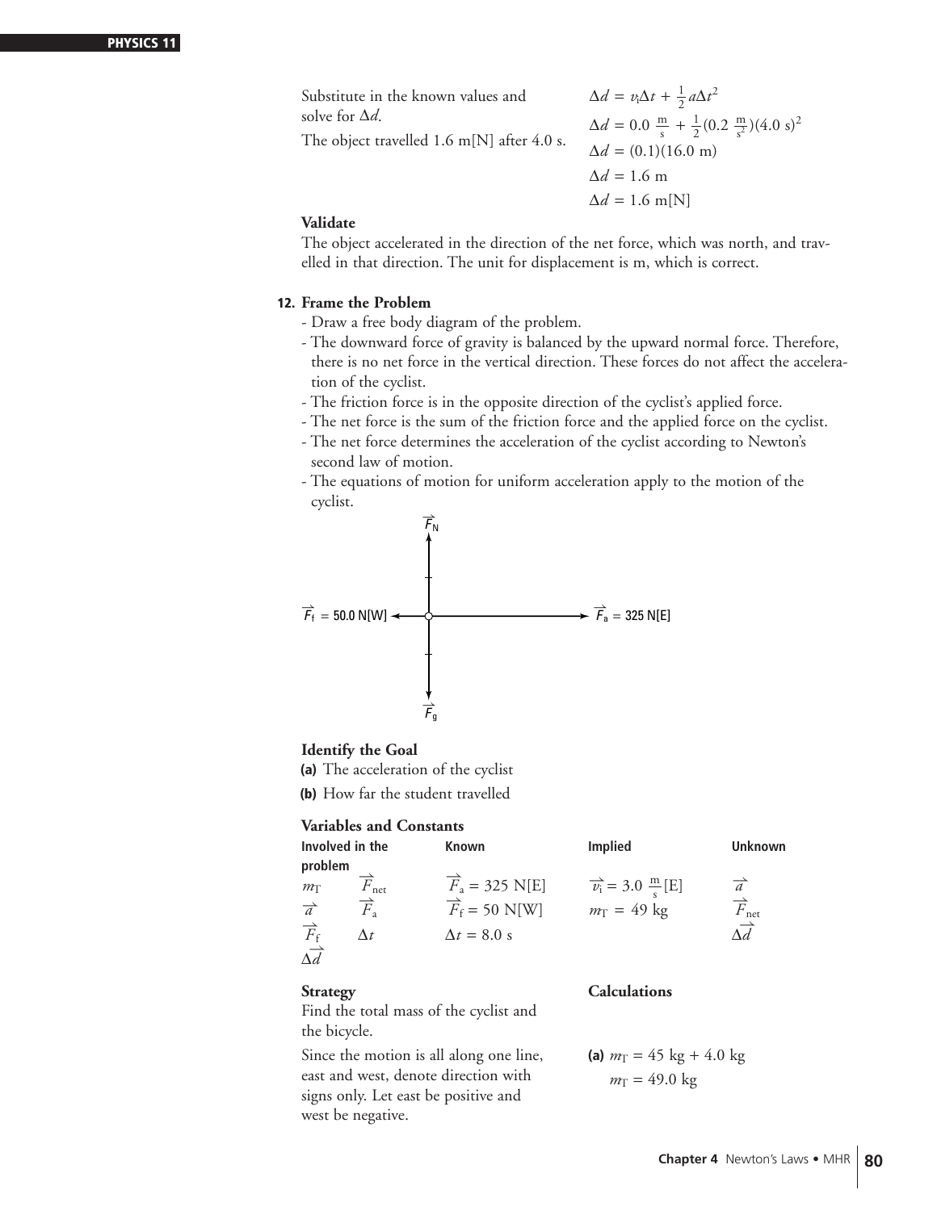Substitute in the known values and solve for $\Delta d$.

The object travelled 1.6 m[N] after 4.0 s.

$$\Delta d = v_i\Delta t + \frac{1}{2}a\Delta t^2$$

$$\Delta d = 0.0\ \frac{\text{m}}{\text{s}} + \frac{1}{2}(0.2\ \frac{\text{m}}{\text{s}^2})(4.0\ \text{s})^2$$

$$\Delta d = (0.1)(16.0\ \text{m})$$

$$\Delta d = 1.6\ \text{m}$$

$$\Delta d = 1.6\ \text{m[N]}$$

**Validate**

The object accelerated in the direction of the net force, which was north, and travelled in that direction. The unit for displacement is m, which is correct.

**12. Frame the Problem**

- Draw a free body diagram of the problem.
- The downward force of gravity is balanced by the upward normal force. Therefore, there is no net force in the vertical direction. These forces do not affect the acceleration of the cyclist.
- The friction force is in the opposite direction of the cyclist's applied force.
- The net force is the sum of the friction force and the applied force on the cyclist.
- The net force determines the acceleration of the cyclist according to Newton's second law of motion.
- The equations of motion for uniform acceleration apply to the motion of the cyclist.

$\vec{F}_N$

$\vec{F}_f = 50.0$ N[W] $\qquad$ $\vec{F}_a = 325$ N[E]

$\vec{F}_g$

**Identify the Goal**

**(a)** The acceleration of the cyclist

**(b)** How far the student travelled

**Variables and Constants**

| Involved in the problem | | Known | Implied | Unknown |
|---|---|---|---|---|
| $m_T$ | $\vec{F}_{net}$ | $\vec{F}_a = 325$ N[E] | $\vec{v}_i = 3.0\ \frac{\text{m}}{\text{s}}$[E] | $\vec{a}$ |
| $\vec{a}$ | $\vec{F}_a$ | $\vec{F}_f = 50$ N[W] | $m_T = 49$ kg | $\vec{F}_{net}$ |
| $\vec{F}_f$ | $\Delta t$ | $\Delta t = 8.0$ s | | $\Delta\vec{d}$ |
| $\Delta\vec{d}$ | | | | |

**Strategy**

Find the total mass of the cyclist and the bicycle.

Since the motion is all along one line, east and west, denote direction with signs only. Let east be positive and west be negative.

**Calculations**

**(a)** $m_T = 45\ \text{kg} + 4.0\ \text{kg}$

$m_T = 49.0\ \text{kg}$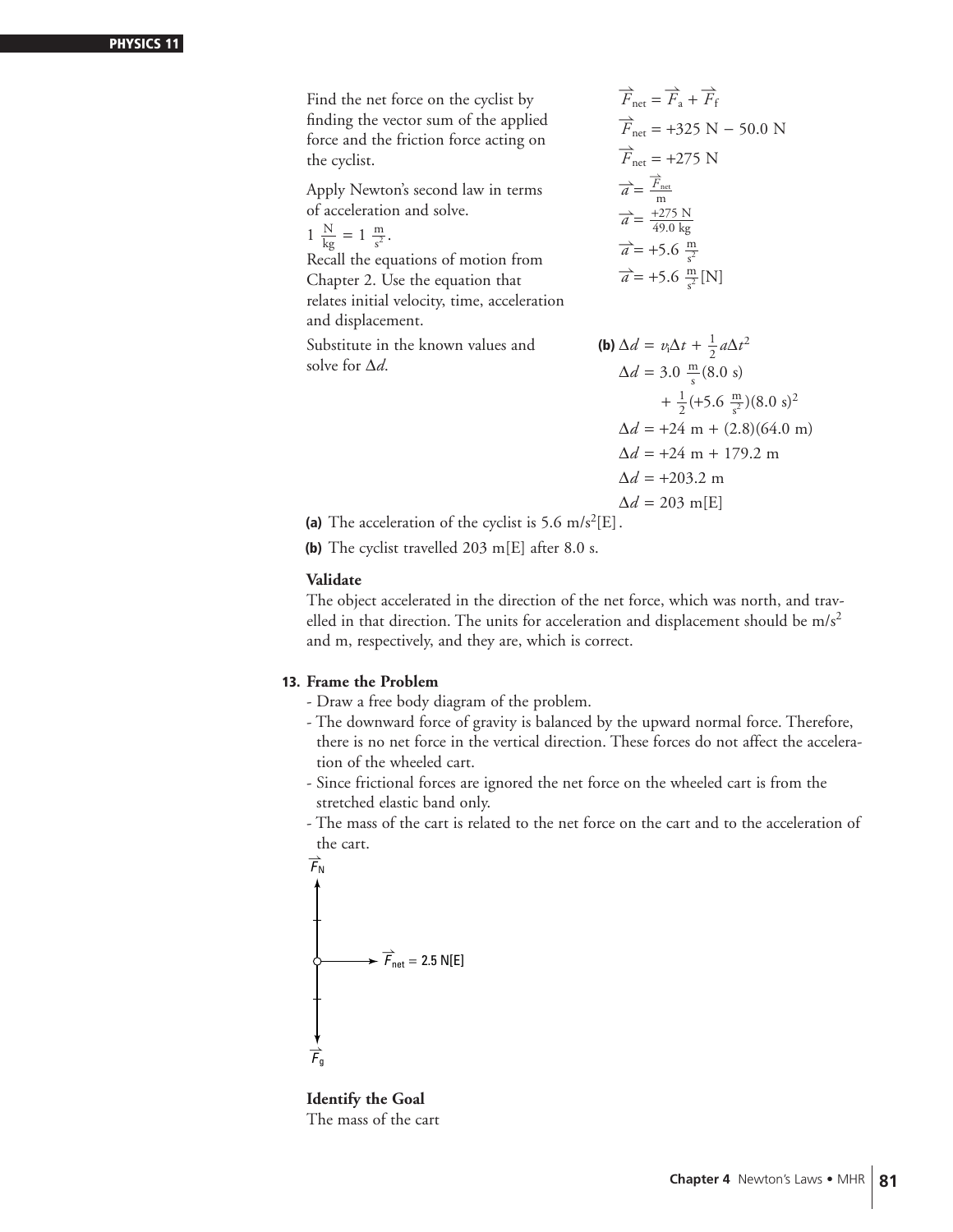Find the net force on the cyclist by finding the vector sum of the applied force and the friction force acting on the cyclist.

$$\vec{F}_{net} = \vec{F}_a + \vec{F}_f$$
$$\vec{F}_{net} = +325 \text{ N} - 50.0 \text{ N}$$
$$\vec{F}_{net} = +275 \text{ N}$$

Apply Newton's second law in terms of acceleration and solve.

$1 \frac{\text{N}}{\text{kg}} = 1 \frac{\text{m}}{\text{s}^2}$.

$$\vec{a} = \frac{\vec{F}_{net}}{\text{m}}$$
$$\vec{a} = \frac{+275 \text{ N}}{49.0 \text{ kg}}$$
$$\vec{a} = +5.6 \frac{\text{m}}{\text{s}^2}$$
$$\vec{a} = +5.6 \frac{\text{m}}{\text{s}^2}[\text{N}]$$

Recall the equations of motion from Chapter 2. Use the equation that relates initial velocity, time, acceleration and displacement.

Substitute in the known values and solve for $\Delta d$.

**(b)**
$$\Delta d = v_i\Delta t + \frac{1}{2}a\Delta t^2$$
$$\Delta d = 3.0 \frac{\text{m}}{\text{s}}(8.0 \text{ s}) + \frac{1}{2}(+5.6 \frac{\text{m}}{\text{s}^2})(8.0 \text{ s})^2$$
$$\Delta d = +24 \text{ m} + (2.8)(64.0 \text{ m})$$
$$\Delta d = +24 \text{ m} + 179.2 \text{ m}$$
$$\Delta d = +203.2 \text{ m}$$
$$\Delta d = 203 \text{ m[E]}$$

**(a)** The acceleration of the cyclist is 5.6 $\text{m/s}^2$[E].

**(b)** The cyclist travelled 203 m[E] after 8.0 s.

**Validate**

The object accelerated in the direction of the net force, which was north, and travelled in that direction. The units for acceleration and displacement should be $\text{m/s}^2$ and m, respectively, and they are, which is correct.

**13. Frame the Problem**

- Draw a free body diagram of the problem.
- The downward force of gravity is balanced by the upward normal force. Therefore, there is no net force in the vertical direction. These forces do not affect the acceleration of the wheeled cart.
- Since frictional forces are ignored the net force on the wheeled cart is from the stretched elastic band only.
- The mass of the cart is related to the net force on the cart and to the acceleration of the cart.

$\vec{F}_N$

$\vec{F}_{net} = 2.5$ N[E]

$\vec{F}_g$

**Identify the Goal**

The mass of the cart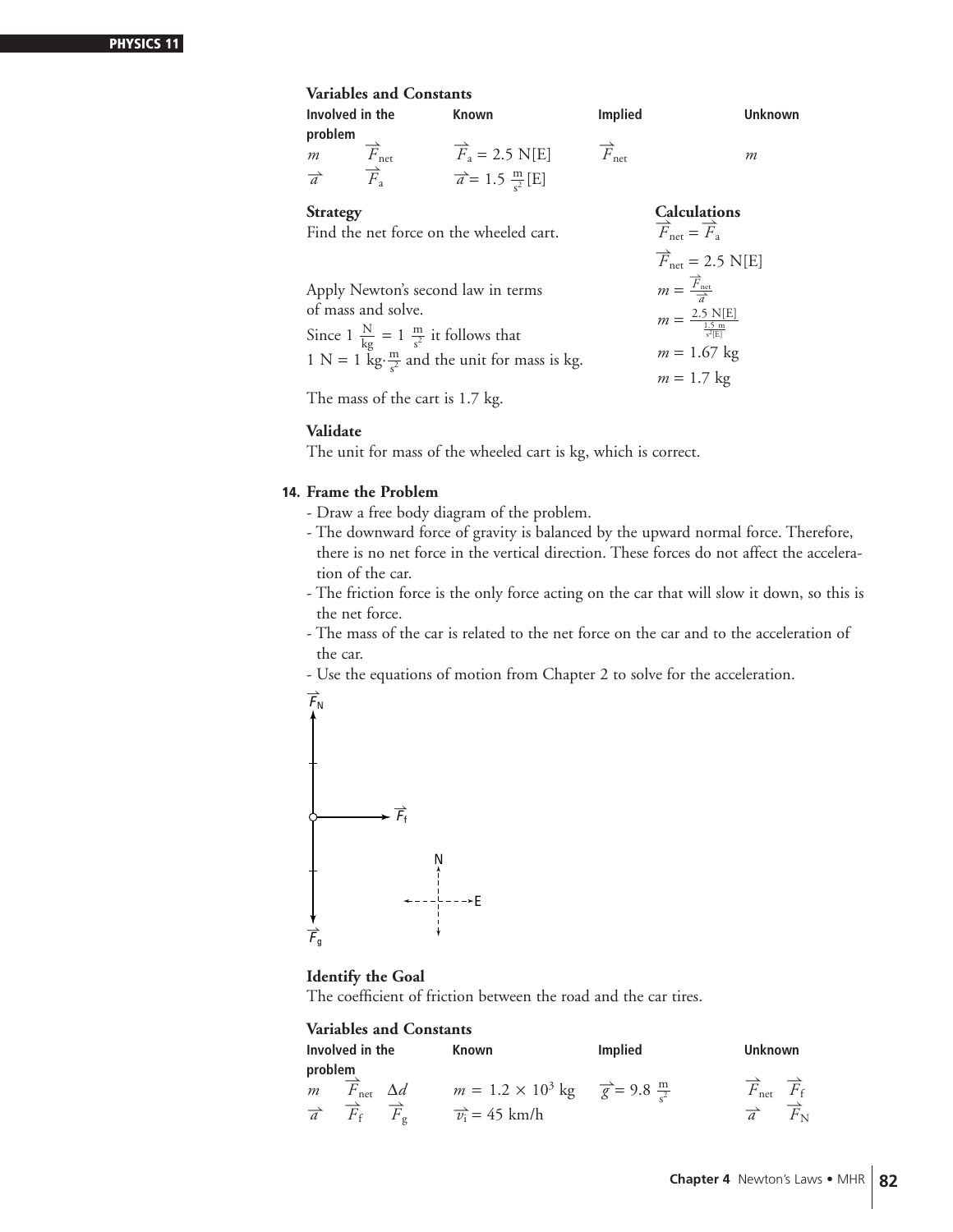### Variables and Constants

| Involved in the problem | | Known | Implied | Unknown |
|---|---|---|---|---|
| $m$ | $\vec{F}_{net}$ | $\vec{F}_a = 2.5\ \text{N[E]}$ | $\vec{F}_{net}$ | $m$ |
| $\vec{a}$ | $\vec{F}_a$ | $\vec{a} = 1.5\ \frac{\text{m}}{\text{s}^2}\text{[E]}$ | | |

| Strategy | Calculations |
|---|---|
| Find the net force on the wheeled cart. | $\vec{F}_{net} = \vec{F}_a$ <br> $\vec{F}_{net} = 2.5\ \text{N[E]}$ |
| Apply Newton's second law in terms of mass and solve. <br> Since $1\ \frac{\text{N}}{\text{kg}} = 1\ \frac{\text{m}}{\text{s}^2}$ it follows that $1\ \text{N} = 1\ \text{kg}\cdot\frac{\text{m}}{\text{s}^2}$ and the unit for mass is kg. | $m = \frac{\vec{F}_{net}}{\vec{a}}$ <br> $m = \frac{2.5\ \text{N[E]}}{\frac{1.5\ \text{m}}{\text{s}^2\text{[E]}}}$ <br> $m = 1.67\ \text{kg}$ <br> $m = 1.7\ \text{kg}$ |

The mass of the cart is 1.7 kg.

### Validate

The unit for mass of the wheeled cart is kg, which is correct.

**14. Frame the Problem**

- Draw a free body diagram of the problem.
- The downward force of gravity is balanced by the upward normal force. Therefore, there is no net force in the vertical direction. These forces do not affect the acceleration of the car.
- The friction force is the only force acting on the car that will slow it down, so this is the net force.
- The mass of the car is related to the net force on the car and to the acceleration of the car.
- Use the equations of motion from Chapter 2 to solve for the acceleration.

$\vec{F}_N$ $\vec{F}_f$ $\vec{F}_g$ N E

### Identify the Goal

The coefficient of friction between the road and the car tires.

### Variables and Constants

| Involved in the problem | | | Known | Implied | Unknown | |
|---|---|---|---|---|---|---|
| $m$ | $\vec{F}_{net}$ | $\Delta d$ | $m = 1.2 \times 10^3\ \text{kg}$ | $\vec{g} = 9.8\ \frac{\text{m}}{\text{s}^2}$ | $\vec{F}_{net}$ | $\vec{F}_f$ |
| $\vec{a}$ | $\vec{F}_f$ | $\vec{F}_g$ | $\vec{v}_i = 45\ \text{km/h}$ | | $\vec{a}$ | $\vec{F}_N$ |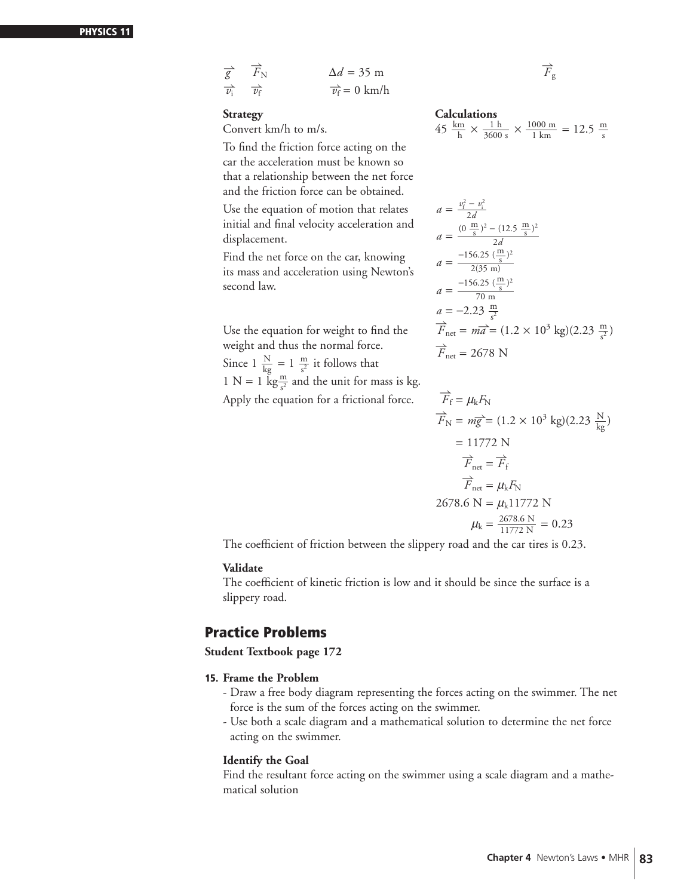$\vec{g}$ $\vec{F}_N$ $\Delta d = 35$ m $\vec{F}_g$

$\vec{v}_i$ $\vec{v}_f$ $\vec{v}_f = 0$ km/h

**Strategy**

Convert km/h to m/s.

To find the friction force acting on the car the acceleration must be known so that a relationship between the net force and the friction force can be obtained.

Use the equation of motion that relates initial and final velocity acceleration and displacement.

Find the net force on the car, knowing its mass and acceleration using Newton's second law.

Use the equation for weight to find the weight and thus the normal force.

Since $1\ \frac{N}{kg} = 1\ \frac{m}{s^2}$ it follows that $1\ N = 1\ kg\frac{m}{s^2}$ and the unit for mass is kg.

Apply the equation for a frictional force.

**Calculations**

$$45\ \frac{km}{h} \times \frac{1\ h}{3600\ s} \times \frac{1000\ m}{1\ km} = 12.5\ \frac{m}{s}$$

$$a = \frac{v_f^2 - v_i^2}{2d}$$

$$a = \frac{(0\ \frac{m}{s})^2 - (12.5\ \frac{m}{s})^2}{2d}$$

$$a = \frac{-156.25\ (\frac{m}{s})^2}{2(35\ m)}$$

$$a = \frac{-156.25\ (\frac{m}{s})^2}{70\ m}$$

$$a = -2.23\ \frac{m}{s^2}$$

$$\vec{F}_{net} = m\vec{a} = (1.2 \times 10^3\ kg)(2.23\ \frac{m}{s^2})$$

$$\vec{F}_{net} = 2678\ N$$

$$\vec{F}_f = \mu_k F_N$$

$$\vec{F}_N = m\vec{g} = (1.2 \times 10^3\ kg)(2.23\ \frac{N}{kg})$$

$$= 11772\ N$$

$$\vec{F}_{net} = \vec{F}_f$$

$$\vec{F}_{net} = \mu_k F_N$$

$$2678.6\ N = \mu_k 11772\ N$$

$$\mu_k = \frac{2678.6\ N}{11772\ N} = 0.23$$

The coefficient of friction between the slippery road and the car tires is 0.23.

**Validate**

The coefficient of kinetic friction is low and it should be since the surface is a slippery road.

## Practice Problems

**Student Textbook page 172**

**15. Frame the Problem**

- Draw a free body diagram representing the forces acting on the swimmer. The net force is the sum of the forces acting on the swimmer.
- Use both a scale diagram and a mathematical solution to determine the net force acting on the swimmer.

**Identify the Goal**

Find the resultant force acting on the swimmer using a scale diagram and a mathematical solution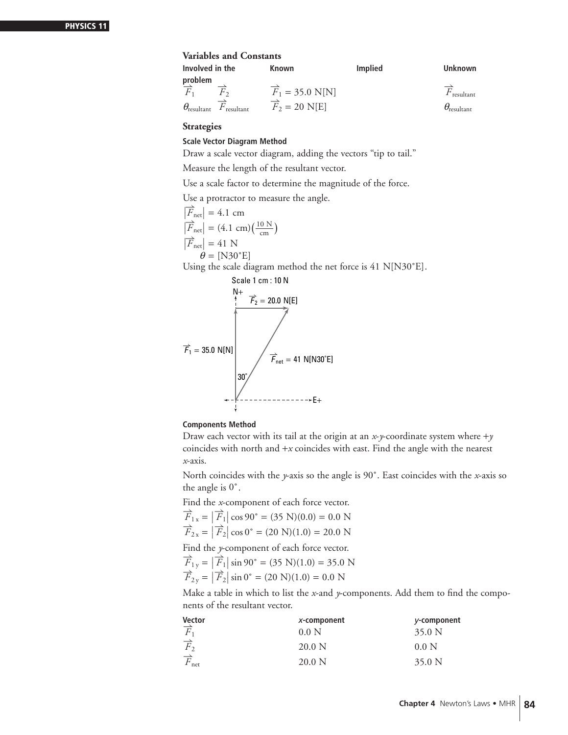**Variables and Constants**

| Involved in the problem | | Known | Implied | Unknown |
|---|---|---|---|---|
| $\vec{F}_1$ | $\vec{F}_2$ | $\vec{F}_1 = 35.0$ N[N] | | $\vec{F}_{\text{resultant}}$ |
| $\theta_{\text{resultant}}$ | $\vec{F}_{\text{resultant}}$ | $\vec{F}_2 = 20$ N[E] | | $\theta_{\text{resultant}}$ |

**Strategies**

**Scale Vector Diagram Method**

Draw a scale vector diagram, adding the vectors "tip to tail."

Measure the length of the resultant vector.

Use a scale factor to determine the magnitude of the force.

Use a protractor to measure the angle.

$|\vec{F}_{\text{net}}| = 4.1 \text{ cm}$

$|\vec{F}_{\text{net}}| = (4.1 \text{ cm})\left(\frac{10 \text{ N}}{\text{cm}}\right)$

$|\vec{F}_{\text{net}}| = 41 \text{ N}$

$\theta = [\text{N}30^\circ\text{E}]$

Using the scale diagram method the net force is 41 N[N30°E].

Scale 1 cm : 10 N

N+

$\vec{F}_2 = 20.0$ N[E]

$\vec{F}_1 = 35.0$ N[N]

$\vec{F}_{\text{net}} = 41$ N[N30°E]

30°

E+

**Components Method**

Draw each vector with its tail at the origin at an *x*-*y*-coordinate system where +*y* coincides with north and +*x* coincides with east. Find the angle with the nearest *x*-axis.

North coincides with the *y*-axis so the angle is 90°. East coincides with the *x*-axis so the angle is 0°.

Find the *x*-component of each force vector.

$\vec{F}_{1x} = |\vec{F}_1| \cos 90^\circ = (35 \text{ N})(0.0) = 0.0 \text{ N}$

$\vec{F}_{2x} = |\vec{F}_2| \cos 0^\circ = (20 \text{ N})(1.0) = 20.0 \text{ N}$

Find the *y*-component of each force vector.

$\vec{F}_{1y} = |\vec{F}_1| \sin 90^\circ = (35 \text{ N})(1.0) = 35.0 \text{ N}$

$\vec{F}_{2y} = |\vec{F}_2| \sin 0^\circ = (20 \text{ N})(1.0) = 0.0 \text{ N}$

Make a table in which to list the *x*-and *y*-components. Add them to find the components of the resultant vector.

| Vector | *x*-component | *y*-component |
|---|---|---|
| $\vec{F}_1$ | 0.0 N | 35.0 N |
| $\vec{F}_2$ | 20.0 N | 0.0 N |
| $\vec{F}_{\text{net}}$ | 20.0 N | 35.0 N |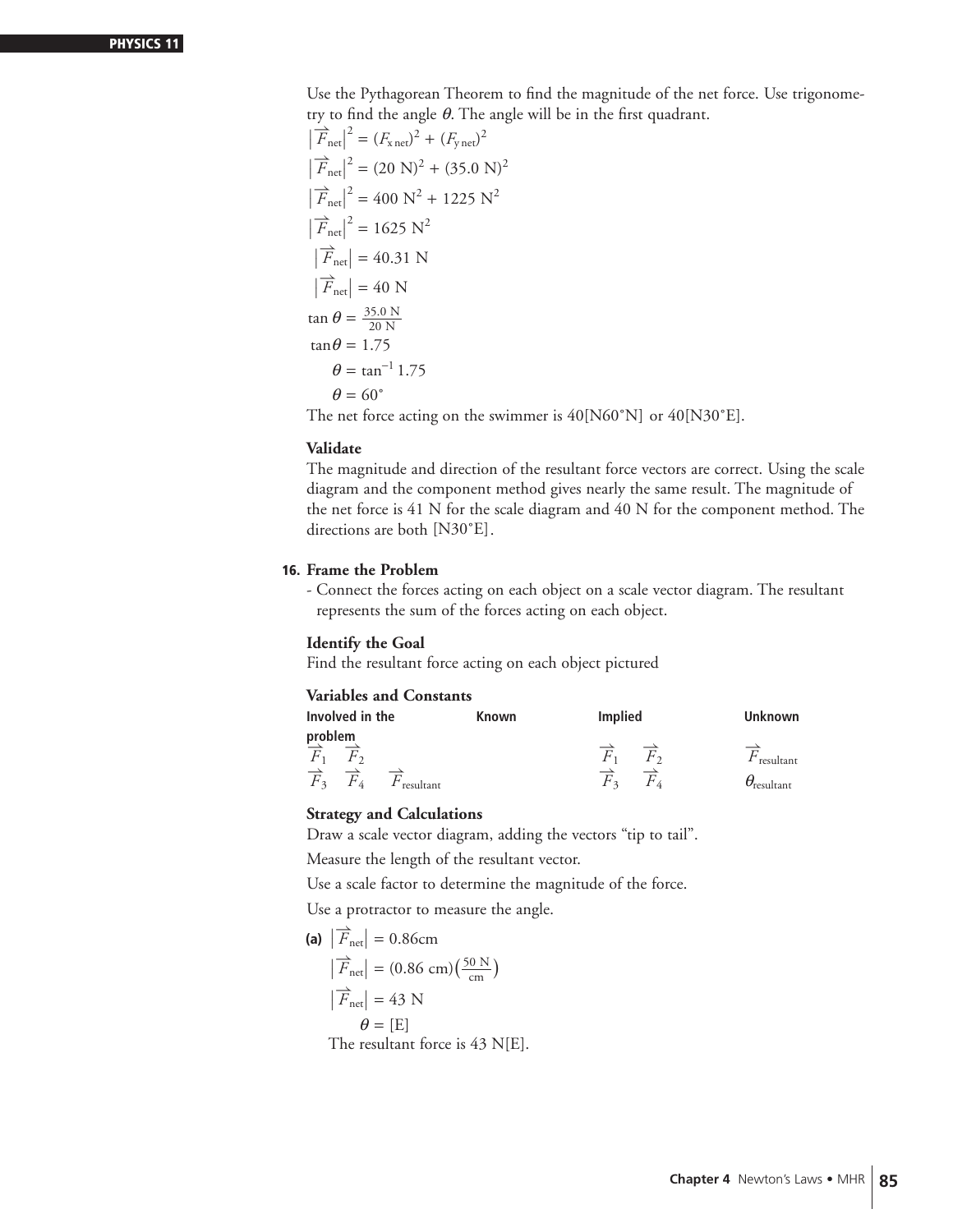Use the Pythagorean Theorem to find the magnitude of the net force. Use trigonometry to find the angle $\theta$. The angle will be in the first quadrant.

$$\left|\vec{F}_{\text{net}}\right|^2 = (F_{\text{x net}})^2 + (F_{\text{y net}})^2$$

$$\left|\vec{F}_{\text{net}}\right|^2 = (20\text{ N})^2 + (35.0\text{ N})^2$$

$$\left|\vec{F}_{\text{net}}\right|^2 = 400\text{ N}^2 + 1225\text{ N}^2$$

$$\left|\vec{F}_{\text{net}}\right|^2 = 1625\text{ N}^2$$

$$\left|\vec{F}_{\text{net}}\right| = 40.31\text{ N}$$

$$\left|\vec{F}_{\text{net}}\right| = 40\text{ N}$$

$$\tan\theta = \frac{35.0\text{ N}}{20\text{ N}}$$

$$\tan\theta = 1.75$$

$$\theta = \tan^{-1} 1.75$$

$$\theta = 60^\circ$$

The net force acting on the swimmer is 40[N60°N] or 40[N30°E].

**Validate**

The magnitude and direction of the resultant force vectors are correct. Using the scale diagram and the component method gives nearly the same result. The magnitude of the net force is 41 N for the scale diagram and 40 N for the component method. The directions are both [N30°E].

**16. Frame the Problem**

- Connect the forces acting on each object on a scale vector diagram. The resultant represents the sum of the forces acting on each object.

**Identify the Goal**

Find the resultant force acting on each object pictured

**Variables and Constants**

| Involved in the problem | Known | Implied | Unknown |
|---|---|---|---|
| $\vec{F}_1$ $\vec{F}_2$ | | $\vec{F}_1$ $\vec{F}_2$ | $\vec{F}_{\text{resultant}}$ |
| $\vec{F}_3$ $\vec{F}_4$ $\vec{F}_{\text{resultant}}$ | | $\vec{F}_3$ $\vec{F}_4$ | $\theta_{\text{resultant}}$ |

**Strategy and Calculations**

Draw a scale vector diagram, adding the vectors "tip to tail".

Measure the length of the resultant vector.

Use a scale factor to determine the magnitude of the force.

Use a protractor to measure the angle.

**(a)** $\left|\vec{F}_{\text{net}}\right| = 0.86\text{cm}$

$$\left|\vec{F}_{\text{net}}\right| = (0.86\text{ cm})\left(\frac{50\text{ N}}{\text{cm}}\right)$$

$$\left|\vec{F}_{\text{net}}\right| = 43\text{ N}$$

$$\theta = [\text{E}]$$

The resultant force is 43 N[E].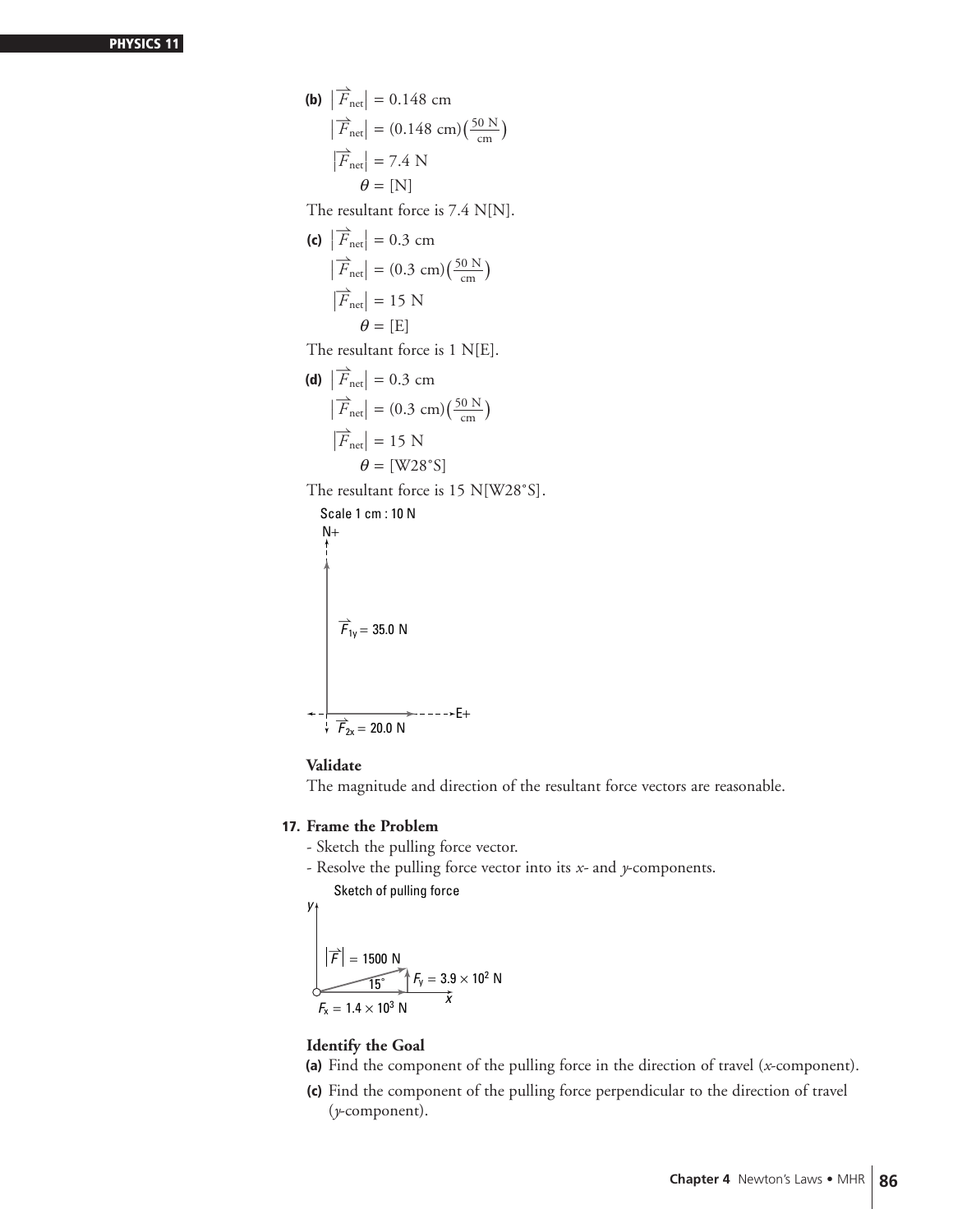**(b)** $\left|\vec{F}_{\text{net}}\right| = 0.148 \text{ cm}$

$\left|\vec{F}_{\text{net}}\right| = (0.148 \text{ cm})\left(\frac{50 \text{ N}}{\text{cm}}\right)$

$\left|\vec{F}_{\text{net}}\right| = 7.4 \text{ N}$

$\theta = [\text{N}]$

The resultant force is 7.4 N[N].

**(c)** $\left|\vec{F}_{\text{net}}\right| = 0.3 \text{ cm}$

$\left|\vec{F}_{\text{net}}\right| = (0.3 \text{ cm})\left(\frac{50 \text{ N}}{\text{cm}}\right)$

$\left|\vec{F}_{\text{net}}\right| = 15 \text{ N}$

$\theta = [\text{E}]$

The resultant force is 1 N[E].

**(d)** $\left|\vec{F}_{\text{net}}\right| = 0.3 \text{ cm}$

$\left|\vec{F}_{\text{net}}\right| = (0.3 \text{ cm})\left(\frac{50 \text{ N}}{\text{cm}}\right)$

$\left|\vec{F}_{\text{net}}\right| = 15 \text{ N}$

$\theta = [\text{W}28^\circ\text{S}]$

The resultant force is 15 N[W28°S].

Scale 1 cm : 10 N

N+

$\vec{F}_{1y} = 35.0 \text{ N}$

E+

$\vec{F}_{2x} = 20.0 \text{ N}$

**Validate**

The magnitude and direction of the resultant force vectors are reasonable.

**17. Frame the Problem**

- Sketch the pulling force vector.
- Resolve the pulling force vector into its *x*- and *y*-components.

Sketch of pulling force

$y$

$\left|\vec{F}\right| = 1500 \text{ N}$

$15^\circ$

$F_y = 3.9 \times 10^2 \text{ N}$

$x$

$F_x = 1.4 \times 10^3 \text{ N}$

**Identify the Goal**

**(a)** Find the component of the pulling force in the direction of travel (*x*-component).

**(c)** Find the component of the pulling force perpendicular to the direction of travel (*y*-component).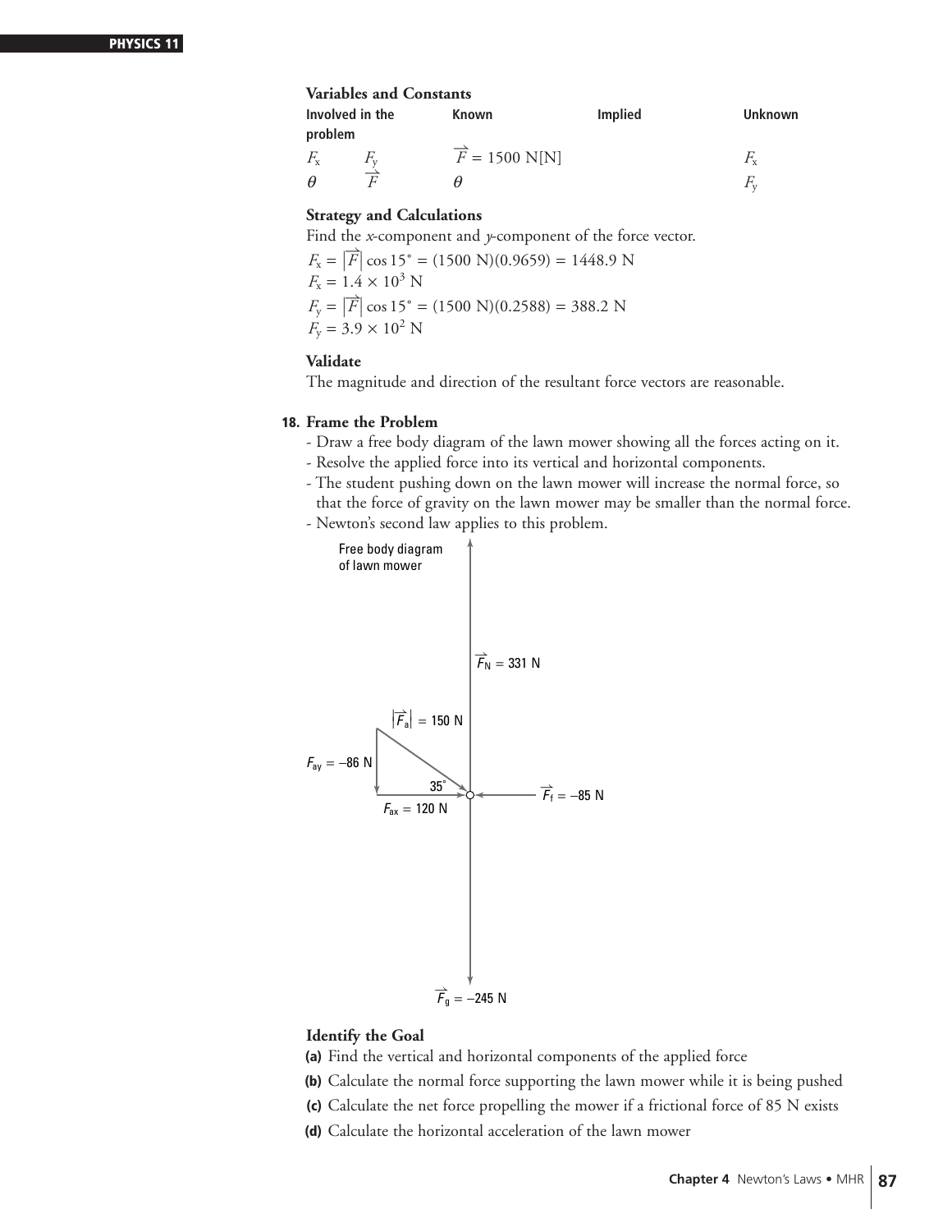**Variables and Constants**

| Involved in the problem | | Known | Implied | Unknown |
|---|---|---|---|---|
| $F_x$ | $F_y$ | $\vec{F} = 1500$ N[N] | | $F_x$ |
| $\theta$ | $\vec{F}$ | $\theta$ | | $F_y$ |

**Strategy and Calculations**

Find the *x*-component and *y*-component of the force vector.

$F_x = |\vec{F}| \cos 15° = (1500 \text{ N})(0.9659) = 1448.9 \text{ N}$

$F_x = 1.4 \times 10^3 \text{ N}$

$F_y = |\vec{F}| \cos 15° = (1500 \text{ N})(0.2588) = 388.2 \text{ N}$

$F_y = 3.9 \times 10^2 \text{ N}$

**Validate**

The magnitude and direction of the resultant force vectors are reasonable.

**18. Frame the Problem**

- Draw a free body diagram of the lawn mower showing all the forces acting on it.
- Resolve the applied force into its vertical and horizontal components.
- The student pushing down on the lawn mower will increase the normal force, so that the force of gravity on the lawn mower may be smaller than the normal force.
- Newton's second law applies to this problem.

Free body diagram of lawn mower

$\vec{F}_N = 331$ N

$|\vec{F}_a| = 150$ N

$F_{ay} = -86$ N

35°

$\vec{F}_f = -85$ N

$F_{ax} = 120$ N

$\vec{F}_g = -245$ N

**Identify the Goal**

**(a)** Find the vertical and horizontal components of the applied force

**(b)** Calculate the normal force supporting the lawn mower while it is being pushed

**(c)** Calculate the net force propelling the mower if a frictional force of 85 N exists

**(d)** Calculate the horizontal acceleration of the lawn mower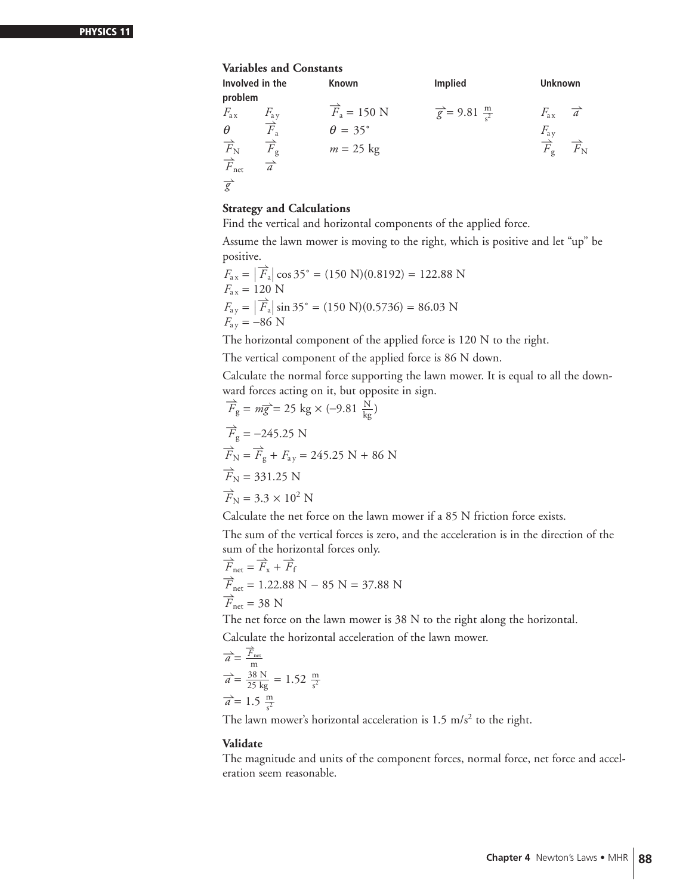**Variables and Constants**

| Involved in the problem | | Known | Implied | Unknown | |
|---|---|---|---|---|---|
| $F_{ax}$ | $F_{ay}$ | $\vec{F}_a = 150$ N | $\vec{g} = 9.81 \frac{m}{s^2}$ | $F_{ax}$ | $\vec{a}$ |
| $\theta$ | $\vec{F}_a$ | $\theta = 35°$ | | $F_{ay}$ | |
| $\vec{F}_N$ | $\vec{F}_g$ | $m = 25$ kg | | $\vec{F}_g$ | $\vec{F}_N$ |
| $\vec{F}_{net}$ | $\vec{a}$ | | | | |
| $\vec{g}$ | | | | | |

**Strategy and Calculations**

Find the vertical and horizontal components of the applied force.

Assume the lawn mower is moving to the right, which is positive and let "up" be positive.

$F_{ax} = |\vec{F}_a| \cos 35° = (150 \text{ N})(0.8192) = 122.88 \text{ N}$
$F_{ax} = 120 \text{ N}$
$F_{ay} = |\vec{F}_a| \sin 35° = (150 \text{ N})(0.5736) = 86.03 \text{ N}$
$F_{ay} = -86 \text{ N}$

The horizontal component of the applied force is 120 N to the right.

The vertical component of the applied force is 86 N down.

Calculate the normal force supporting the lawn mower. It is equal to all the downward forces acting on it, but opposite in sign.

$\vec{F}_g = m\vec{g} = 25 \text{ kg} \times (-9.81 \frac{\text{N}}{\text{kg}})$

$\vec{F}_g = -245.25 \text{ N}$

$\vec{F}_N = \vec{F}_g + F_{ay} = 245.25 \text{ N} + 86 \text{ N}$

$\vec{F}_N = 331.25 \text{ N}$

$\vec{F}_N = 3.3 \times 10^2 \text{ N}$

Calculate the net force on the lawn mower if a 85 N friction force exists.

The sum of the vertical forces is zero, and the acceleration is in the direction of the sum of the horizontal forces only.

$\vec{F}_{net} = \vec{F}_x + \vec{F}_f$

$\vec{F}_{net} = 1.22.88 \text{ N} - 85 \text{ N} = 37.88 \text{ N}$

$\vec{F}_{net} = 38 \text{ N}$

The net force on the lawn mower is 38 N to the right along the horizontal.

Calculate the horizontal acceleration of the lawn mower.

$\vec{a} = \frac{\vec{F}_{net}}{m}$

$\vec{a} = \frac{38 \text{ N}}{25 \text{ kg}} = 1.52 \frac{m}{s^2}$

$\vec{a} = 1.5 \frac{m}{s^2}$

The lawn mower's horizontal acceleration is 1.5 m/s$^2$ to the right.

**Validate**

The magnitude and units of the component forces, normal force, net force and acceleration seem reasonable.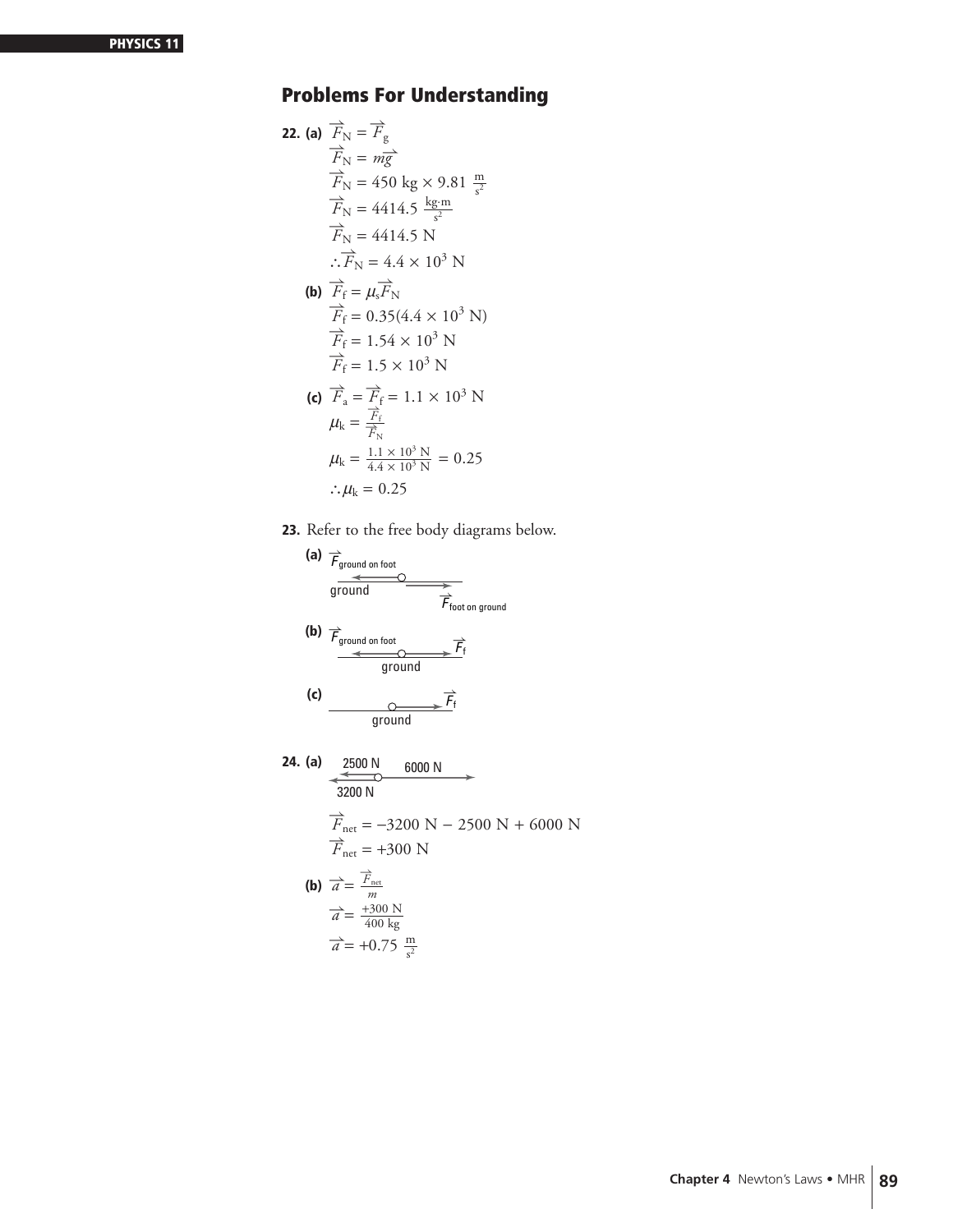## Problems For Understanding

**22. (a)** $\vec{F}_N = \vec{F}_g$

$\vec{F}_N = m\vec{g}$

$\vec{F}_N = 450 \text{ kg} \times 9.81 \frac{\text{m}}{\text{s}^2}$

$\vec{F}_N = 4414.5 \frac{\text{kg}\cdot\text{m}}{\text{s}^2}$

$\vec{F}_N = 4414.5 \text{ N}$

$\therefore \vec{F}_N = 4.4 \times 10^3 \text{ N}$

**(b)** $\vec{F}_f = \mu_s \vec{F}_N$

$\vec{F}_f = 0.35(4.4 \times 10^3 \text{ N})$

$\vec{F}_f = 1.54 \times 10^3 \text{ N}$

$\vec{F}_f = 1.5 \times 10^3 \text{ N}$

**(c)** $\vec{F}_a = \vec{F}_f = 1.1 \times 10^3 \text{ N}$

$\mu_k = \frac{\vec{F}_f}{\vec{F}_N}$

$\mu_k = \frac{1.1 \times 10^3 \text{ N}}{4.4 \times 10^3 \text{ N}} = 0.25$

$\therefore \mu_k = 0.25$

**23.** Refer to the free body diagrams below.

**(a)** $\vec{F}_{\text{ground on foot}}$, ground, $\vec{F}_{\text{foot on ground}}$

**(b)** $\vec{F}_{\text{ground on foot}}$, $\vec{F}_f$, ground

**(c)** $\vec{F}_f$, ground

**24. (a)** 2500 N, 6000 N, 3200 N

$\vec{F}_{\text{net}} = -3200 \text{ N} - 2500 \text{ N} + 6000 \text{ N}$

$\vec{F}_{\text{net}} = +300 \text{ N}$

**(b)** $\vec{a} = \frac{\vec{F}_{\text{net}}}{m}$

$\vec{a} = \frac{+300 \text{ N}}{400 \text{ kg}}$

$\vec{a} = +0.75 \frac{\text{m}}{\text{s}^2}$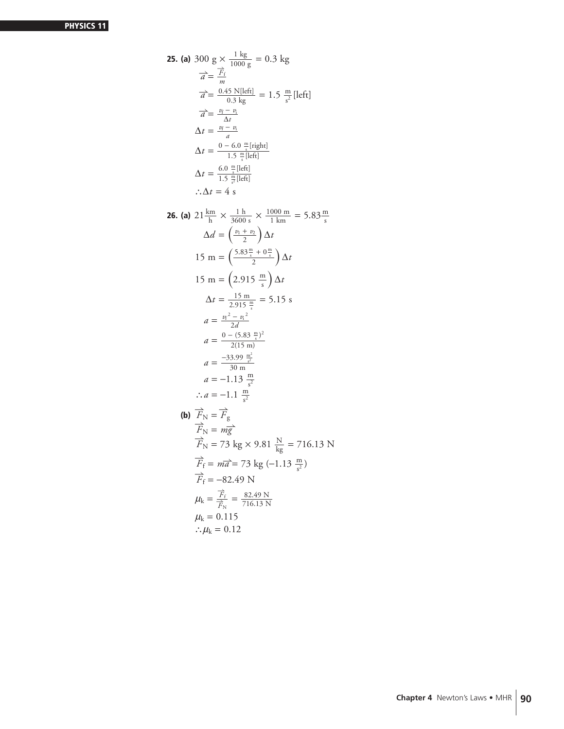**25. (a)** $300 \text{ g} \times \frac{1 \text{ kg}}{1000 \text{ g}} = 0.3 \text{ kg}$

$$\vec{a} = \frac{\vec{F}_f}{m}$$

$$\vec{a} = \frac{0.45 \text{ N[left]}}{0.3 \text{ kg}} = 1.5 \ \frac{\text{m}}{\text{s}^2}\text{[left]}$$

$$\vec{a} = \frac{v_f - v_i}{\Delta t}$$

$$\Delta t = \frac{v_f - v_i}{a}$$

$$\Delta t = \frac{0 - 6.0 \ \frac{\text{m}}{\text{s}}\text{[right]}}{1.5 \ \frac{\text{m}}{\text{s}}\text{[left]}}$$

$$\Delta t = \frac{6.0 \ \frac{\text{m}}{\text{s}}\text{[left]}}{1.5 \ \frac{\text{m}}{\text{s}^2}\text{[left]}}$$

$$\therefore \Delta t = 4 \text{ s}$$

**26. (a)** $21 \frac{\text{km}}{\text{h}} \times \frac{1 \text{ h}}{3600 \text{ s}} \times \frac{1000 \text{ m}}{1 \text{ km}} = 5.83 \frac{\text{m}}{\text{s}}$

$$\Delta d = \left(\frac{v_1 + v_2}{2}\right)\Delta t$$

$$15 \text{ m} = \left(\frac{5.83 \frac{\text{m}}{\text{s}} + 0 \frac{\text{m}}{\text{s}}}{2}\right)\Delta t$$

$$15 \text{ m} = \left(2.915 \ \frac{\text{m}}{\text{s}}\right)\Delta t$$

$$\Delta t = \frac{15 \text{ m}}{2.915 \ \frac{\text{m}}{\text{s}}} = 5.15 \text{ s}$$

$$a = \frac{v_f^{\,2} - v_i^{\,2}}{2d}$$

$$a = \frac{0 - (5.83 \ \frac{\text{m}}{\text{s}})^2}{2(15 \text{ m})}$$

$$a = \frac{-33.99 \ \frac{\text{m}^2}{\text{s}^2}}{30 \text{ m}}$$

$$a = -1.13 \ \frac{\text{m}}{\text{s}^2}$$

$$\therefore a = -1.1 \ \frac{\text{m}}{\text{s}^2}$$

**(b)** $\vec{F}_N = \vec{F}_g$

$$\vec{F}_N = m\vec{g}$$

$$\vec{F}_N = 73 \text{ kg} \times 9.81 \ \frac{\text{N}}{\text{kg}} = 716.13 \text{ N}$$

$$\vec{F}_f = m\vec{a} = 73 \text{ kg } (-1.13 \ \frac{\text{m}}{\text{s}^2})$$

$$\vec{F}_f = -82.49 \text{ N}$$

$$\mu_k = \frac{\vec{F}_f}{\vec{F}_N} = \frac{82.49 \text{ N}}{716.13 \text{ N}}$$

$$\mu_k = 0.115$$

$$\therefore \mu_k = 0.12$$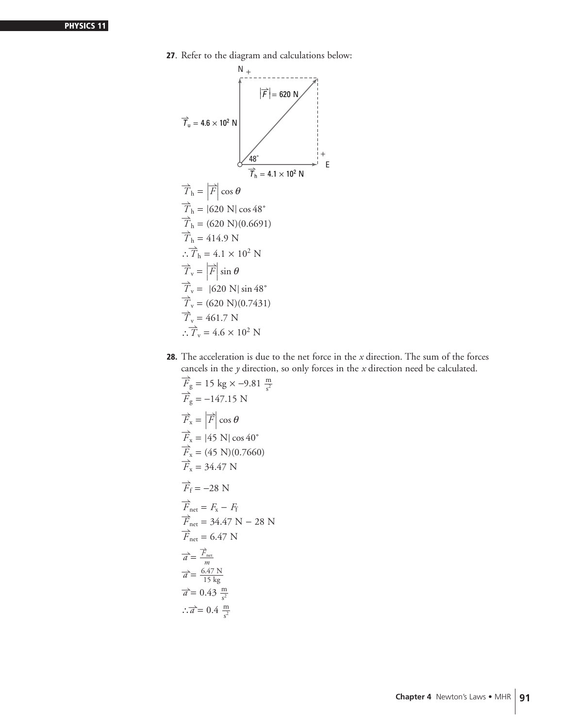**27**. Refer to the diagram and calculations below:

$$\vec{T}_h = \left|\vec{F}\right| \cos\theta$$

$$\vec{T}_h = |620 \text{ N}| \cos 48°$$

$$\vec{T}_h = (620 \text{ N})(0.6691)$$

$$\vec{T}_h = 414.9 \text{ N}$$

$$\therefore \vec{T}_h = 4.1 \times 10^2 \text{ N}$$

$$\vec{T}_v = \left|\vec{F}\right| \sin\theta$$

$$\vec{T}_v = |620 \text{ N}| \sin 48°$$

$$\vec{T}_v = (620 \text{ N})(0.7431)$$

$$\vec{T}_v = 461.7 \text{ N}$$

$$\therefore \vec{T}_v = 4.6 \times 10^2 \text{ N}$$

**28.** The acceleration is due to the net force in the *x* direction. The sum of the forces cancels in the *y* direction, so only forces in the *x* direction need be calculated.

$$\vec{F}_g = 15 \text{ kg} \times -9.81 \tfrac{\text{m}}{\text{s}^2}$$

$$\vec{F}_g = -147.15 \text{ N}$$

$$\vec{F}_x = \left|\vec{F}\right| \cos\theta$$

$$\vec{F}_x = |45 \text{ N}| \cos 40°$$

$$\vec{F}_x = (45 \text{ N})(0.7660)$$

$$\vec{F}_x = 34.47 \text{ N}$$

$$\vec{F}_f = -28 \text{ N}$$

$$\vec{F}_{net} = F_x - F_f$$

$$\vec{F}_{net} = 34.47 \text{ N} - 28 \text{ N}$$

$$\vec{F}_{net} = 6.47 \text{ N}$$

$$\vec{a} = \frac{\vec{F}_{net}}{m}$$

$$\vec{a} = \frac{6.47 \text{ N}}{15 \text{ kg}}$$

$$\vec{a} = 0.43 \tfrac{\text{m}}{\text{s}^2}$$

$$\therefore \vec{a} = 0.4 \tfrac{\text{m}}{\text{s}^2}$$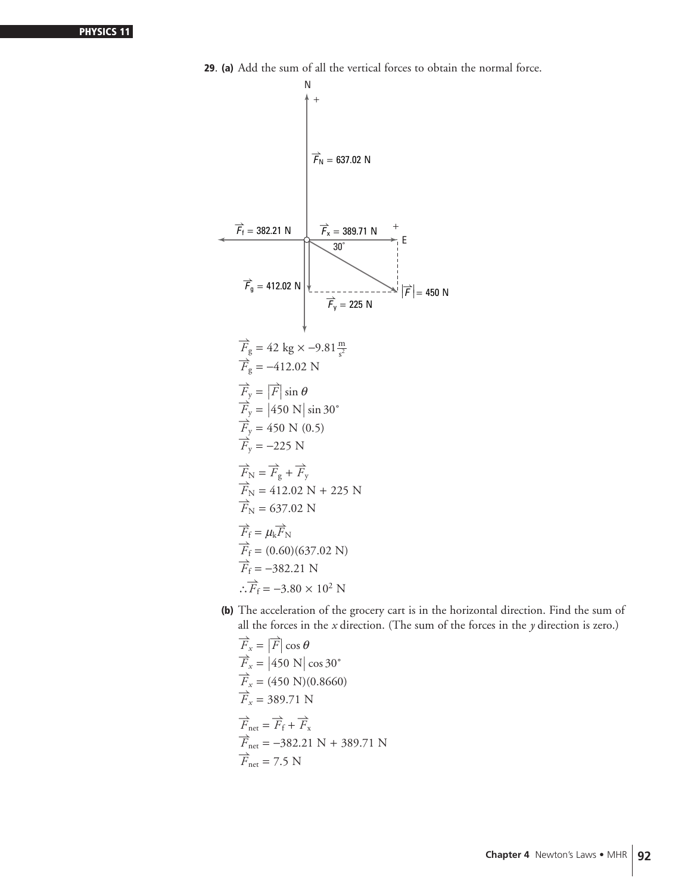**29.** **(a)** Add the sum of all the vertical forces to obtain the normal force.

$$\vec{F}_g = 42 \text{ kg} \times -9.81 \tfrac{\text{m}}{\text{s}^2}$$
$$\vec{F}_g = -412.02 \text{ N}$$

$$\vec{F}_y = \left|\vec{F}\right| \sin\theta$$
$$\vec{F}_y = \left|450 \text{ N}\right| \sin 30^\circ$$
$$\vec{F}_y = 450 \text{ N } (0.5)$$
$$\vec{F}_y = -225 \text{ N}$$

$$\vec{F}_N = \vec{F}_g + \vec{F}_y$$
$$\vec{F}_N = 412.02 \text{ N} + 225 \text{ N}$$
$$\vec{F}_N = 637.02 \text{ N}$$

$$\vec{F}_f = \mu_k \vec{F}_N$$
$$\vec{F}_f = (0.60)(637.02 \text{ N})$$
$$\vec{F}_f = -382.21 \text{ N}$$
$$\therefore \vec{F}_f = -3.80 \times 10^2 \text{ N}$$

**(b)** The acceleration of the grocery cart is in the horizontal direction. Find the sum of all the forces in the *x* direction. (The sum of the forces in the *y* direction is zero.)

$$\vec{F}_x = \left|\vec{F}\right| \cos\theta$$
$$\vec{F}_x = \left|450 \text{ N}\right| \cos 30^\circ$$
$$\vec{F}_x = (450 \text{ N})(0.8660)$$
$$\vec{F}_x = 389.71 \text{ N}$$

$$\vec{F}_{net} = \vec{F}_f + \vec{F}_x$$
$$\vec{F}_{net} = -382.21 \text{ N} + 389.71 \text{ N}$$
$$\vec{F}_{net} = 7.5 \text{ N}$$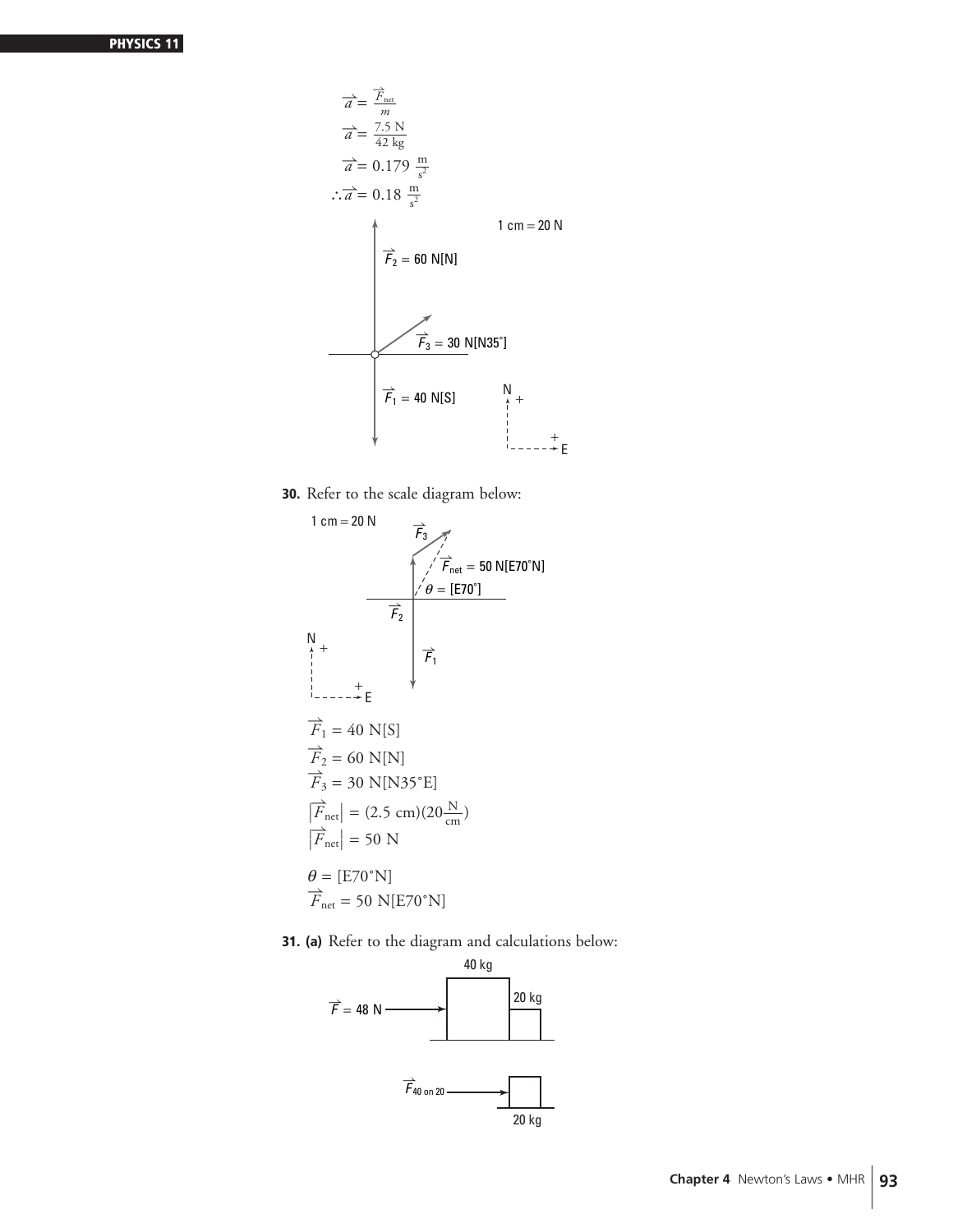$$\vec{a} = \frac{\vec{F}_{net}}{m}$$

$$\vec{a} = \frac{7.5 \text{ N}}{42 \text{ kg}}$$

$$\vec{a} = 0.179 \frac{\text{m}}{\text{s}^2}$$

$$\therefore \vec{a} = 0.18 \frac{\text{m}}{\text{s}^2}$$

1 cm = 20 N

$\vec{F}_2 = 60$ N[N]

$\vec{F}_3 = 30$ N[N35°]

$\vec{F}_1 = 40$ N[S]

**30.** Refer to the scale diagram below:

1 cm = 20 N

$\vec{F}_{net} = 50$ N[E70°N]

$\theta = [\text{E}70°]$

$$\vec{F}_1 = 40 \text{ N[S]}$$

$$\vec{F}_2 = 60 \text{ N[N]}$$

$$\vec{F}_3 = 30 \text{ N[N35°E]}$$

$$|\vec{F}_{net}| = (2.5 \text{ cm})(20\frac{\text{N}}{\text{cm}})$$

$$|\vec{F}_{net}| = 50 \text{ N}$$

$$\theta = [\text{E}70°\text{N}]$$

$$\vec{F}_{net} = 50 \text{ N[E70°N]}$$

**31. (a)** Refer to the diagram and calculations below:

40 kg

$\vec{F} = 48$ N

20 kg

$\vec{F}_{40 \text{ on } 20}$

20 kg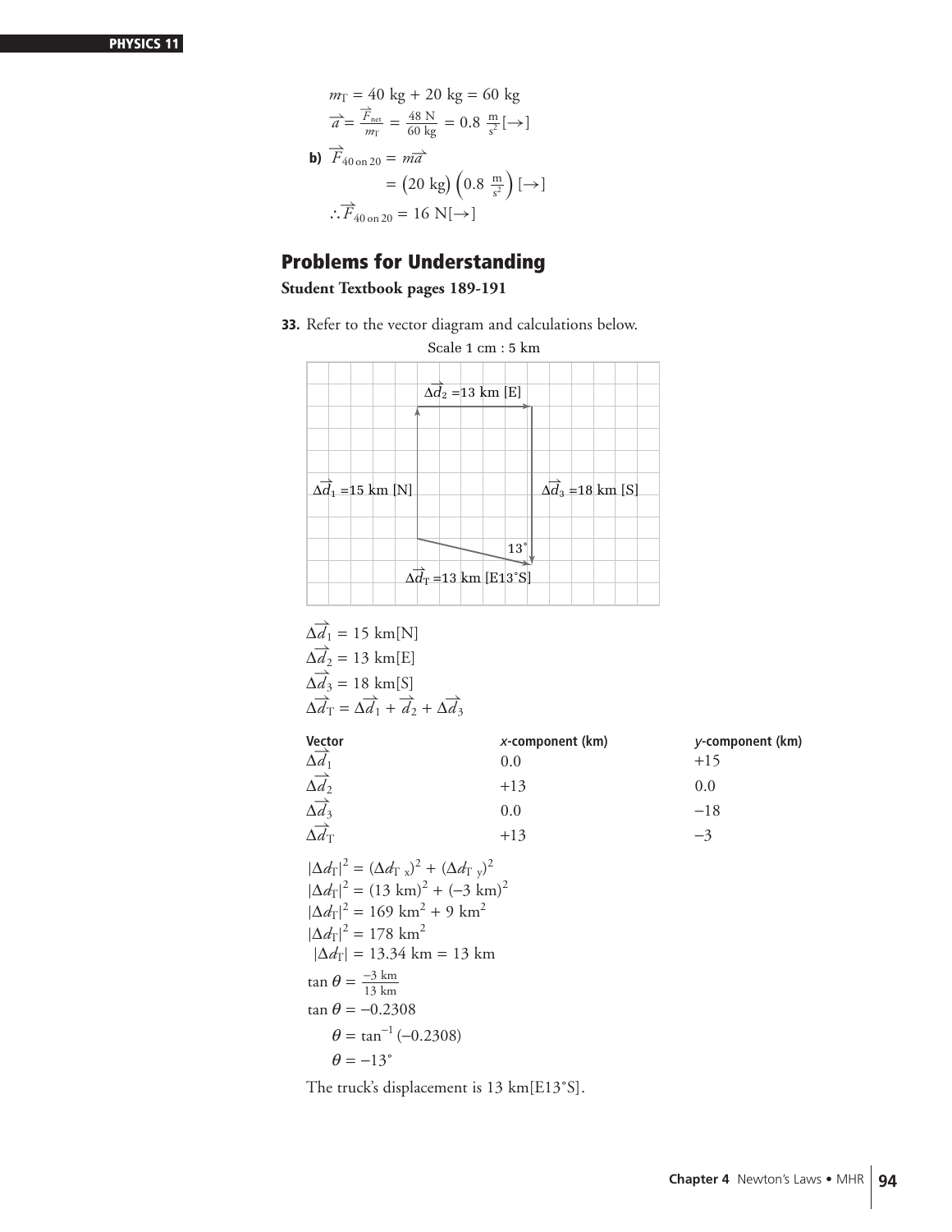$$m_T = 40 \text{ kg} + 20 \text{ kg} = 60 \text{ kg}$$

$$\vec{a} = \frac{\vec{F}_{net}}{m_T} = \frac{48 \text{ N}}{60 \text{ kg}} = 0.8 \ \frac{\text{m}}{\text{s}^2}[\rightarrow]$$

**b)** 
$$\vec{F}_{40 \text{ on } 20} = m\vec{a}$$

$$= (20 \text{ kg})\left(0.8 \ \frac{\text{m}}{\text{s}^2}\right)[\rightarrow]$$

$$\therefore \vec{F}_{40 \text{ on } 20} = 16 \text{ N}[\rightarrow]$$

## Problems for Understanding

**Student Textbook pages 189-191**

**33.** Refer to the vector diagram and calculations below.

Scale 1 cm : 5 km

$\Delta\vec{d}_2 = 13$ km [E]

$\Delta\vec{d}_1 = 15$ km [N]

$\Delta\vec{d}_3 = 18$ km [S]

13°

$\Delta\vec{d}_T = 13$ km [E13°S]

$$\Delta\vec{d}_1 = 15 \text{ km[N]}$$
$$\Delta\vec{d}_2 = 13 \text{ km[E]}$$
$$\Delta\vec{d}_3 = 18 \text{ km[S]}$$
$$\Delta\vec{d}_T = \Delta\vec{d}_1 + \vec{d}_2 + \Delta\vec{d}_3$$

| Vector | *x*-component (km) | *y*-component (km) |
|---|---|---|
| $\Delta\vec{d}_1$ | 0.0 | +15 |
| $\Delta\vec{d}_2$ | +13 | 0.0 |
| $\Delta\vec{d}_3$ | 0.0 | −18 |
| $\Delta\vec{d}_T$ | +13 | −3 |

$$|\Delta d_T|^2 = (\Delta d_{T\,x})^2 + (\Delta d_{T\,y})^2$$
$$|\Delta d_T|^2 = (13 \text{ km})^2 + (-3 \text{ km})^2$$
$$|\Delta d_T|^2 = 169 \text{ km}^2 + 9 \text{ km}^2$$
$$|\Delta d_T|^2 = 178 \text{ km}^2$$
$$|\Delta d_T| = 13.34 \text{ km} = 13 \text{ km}$$

$$\tan\theta = \frac{-3 \text{ km}}{13 \text{ km}}$$
$$\tan\theta = -0.2308$$
$$\theta = \tan^{-1}(-0.2308)$$
$$\theta = -13^\circ$$

The truck's displacement is 13 km[E13°S].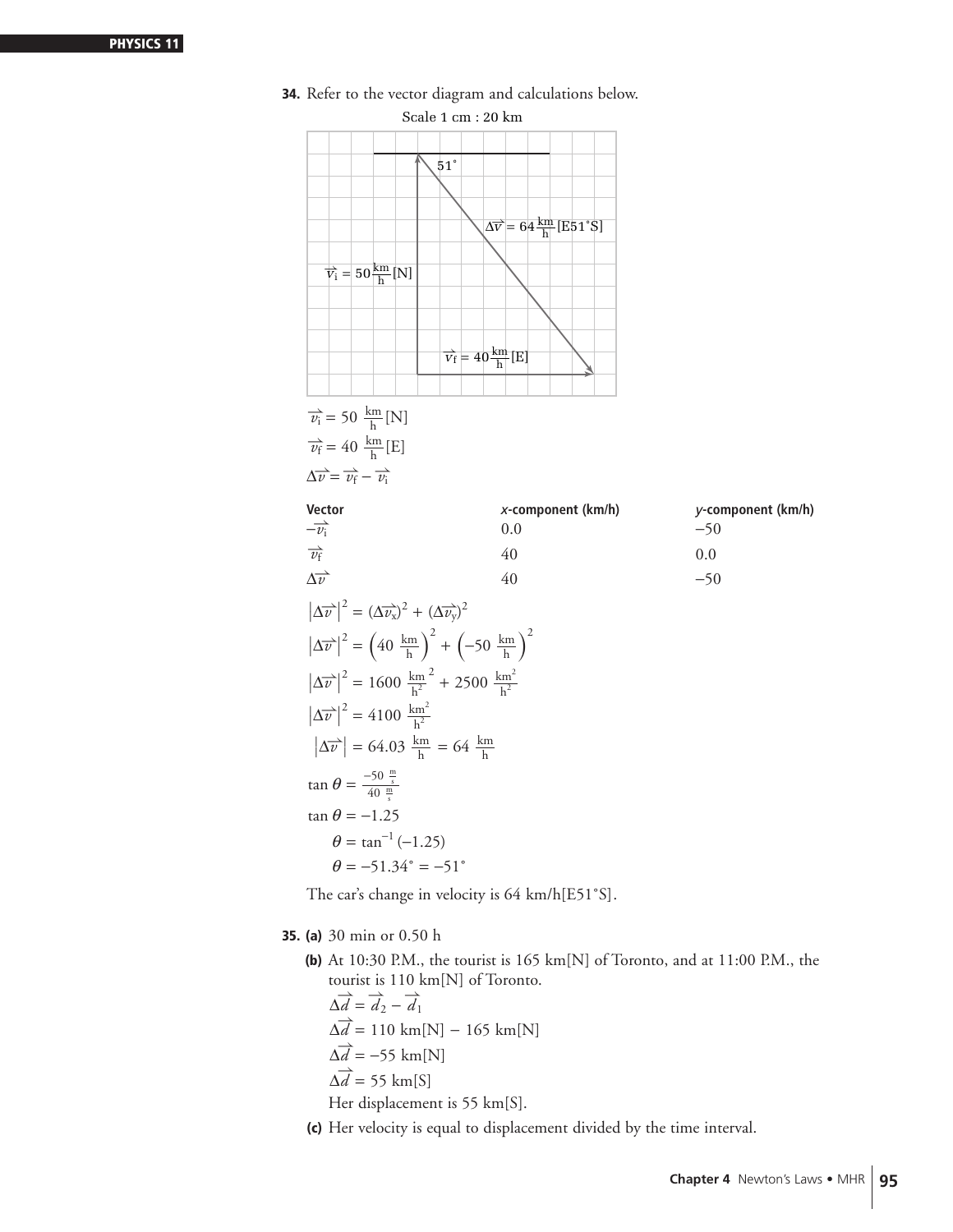**34.** Refer to the vector diagram and calculations below.

Scale 1 cm : 20 km

51°

$\Delta\vec{v} = 64 \frac{\text{km}}{\text{h}}[\text{E}51°\text{S}]$

$\vec{v}_i = 50 \frac{\text{km}}{\text{h}}[\text{N}]$

$\vec{v}_f = 40 \frac{\text{km}}{\text{h}}[\text{E}]$

$\vec{v}_i = 50 \ \frac{\text{km}}{\text{h}}[\text{N}]$

$\vec{v}_f = 40 \ \frac{\text{km}}{\text{h}}[\text{E}]$

$\Delta\vec{v} = \vec{v}_f - \vec{v}_i$

| Vector | x-component (km/h) | y-component (km/h) |
|---|---|---|
| $-\vec{v}_i$ | 0.0 | −50 |
| $\vec{v}_f$ | 40 | 0.0 |
| $\Delta\vec{v}$ | 40 | −50 |

$$\left|\Delta\vec{v}\right|^2 = (\Delta\vec{v}_x)^2 + (\Delta\vec{v}_y)^2$$

$$\left|\Delta\vec{v}\right|^2 = \left(40 \ \frac{\text{km}}{\text{h}}\right)^2 + \left(-50 \ \frac{\text{km}}{\text{h}}\right)^2$$

$$\left|\Delta\vec{v}\right|^2 = 1600 \ \frac{\text{km}^2}{\text{h}^2} + 2500 \ \frac{\text{km}^2}{\text{h}^2}$$

$$\left|\Delta\vec{v}\right|^2 = 4100 \ \frac{\text{km}^2}{\text{h}^2}$$

$$\left|\Delta\vec{v}\right| = 64.03 \ \frac{\text{km}}{\text{h}} = 64 \ \frac{\text{km}}{\text{h}}$$

$$\tan\theta = \frac{-50 \ \frac{\text{m}}{\text{s}}}{40 \ \frac{\text{m}}{\text{s}}}$$

$$\tan\theta = -1.25$$

$$\theta = \tan^{-1}(-1.25)$$

$$\theta = -51.34° = -51°$$

The car's change in velocity is 64 km/h[E51°S].

**35. (a)** 30 min or 0.50 h

**(b)** At 10:30 P.M., the tourist is 165 km[N] of Toronto, and at 11:00 P.M., the tourist is 110 km[N] of Toronto.

$\Delta\vec{d} = \vec{d}_2 - \vec{d}_1$

$\Delta\vec{d} = 110 \text{ km[N]} - 165 \text{ km[N]}$

$\Delta\vec{d} = -55 \text{ km[N]}$

$\Delta\vec{d} = 55 \text{ km[S]}$

Her displacement is 55 km[S].

**(c)** Her velocity is equal to displacement divided by the time interval.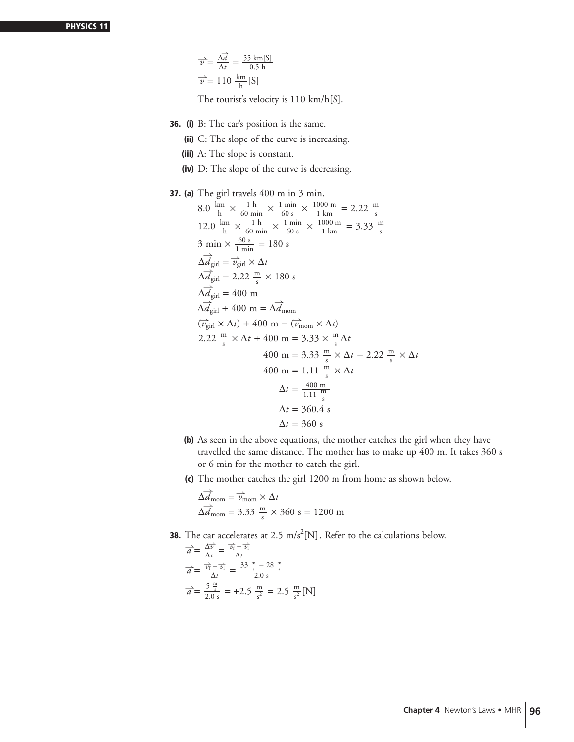$$\vec{v} = \frac{\Delta\vec{d}}{\Delta t} = \frac{55 \text{ km[S]}}{0.5 \text{ h}}$$

$$\vec{v} = 110 \frac{\text{km}}{\text{h}}\text{[S]}$$

The tourist's velocity is 110 km/h[S].

**36. (i)** B: The car's position is the same.

**(ii)** C: The slope of the curve is increasing.

**(iii)** A: The slope is constant.

**(iv)** D: The slope of the curve is decreasing.

**37. (a)** The girl travels 400 m in 3 min.

$$8.0 \frac{\text{km}}{\text{h}} \times \frac{1 \text{ h}}{60 \text{ min}} \times \frac{1 \text{ min}}{60 \text{ s}} \times \frac{1000 \text{ m}}{1 \text{ km}} = 2.22 \frac{\text{m}}{\text{s}}$$

$$12.0 \frac{\text{km}}{\text{h}} \times \frac{1 \text{ h}}{60 \text{ min}} \times \frac{1 \text{ min}}{60 \text{ s}} \times \frac{1000 \text{ m}}{1 \text{ km}} = 3.33 \frac{\text{m}}{\text{s}}$$

$$3 \text{ min} \times \frac{60 \text{ s}}{1 \text{ min}} = 180 \text{ s}$$

$$\Delta\vec{d}_{\text{girl}} = \vec{v}_{\text{girl}} \times \Delta t$$

$$\Delta\vec{d}_{\text{girl}} = 2.22 \frac{\text{m}}{\text{s}} \times 180 \text{ s}$$

$$\Delta\vec{d}_{\text{girl}} = 400 \text{ m}$$

$$\Delta\vec{d}_{\text{girl}} + 400 \text{ m} = \Delta\vec{d}_{\text{mom}}$$

$$(\vec{v}_{\text{girl}} \times \Delta t) + 400 \text{ m} = (\vec{v}_{\text{mom}} \times \Delta t)$$

$$2.22 \frac{\text{m}}{\text{s}} \times \Delta t + 400 \text{ m} = 3.33 \times \frac{\text{m}}{\text{s}}\Delta t$$

$$400 \text{ m} = 3.33 \frac{\text{m}}{\text{s}} \times \Delta t - 2.22 \frac{\text{m}}{\text{s}} \times \Delta t$$

$$400 \text{ m} = 1.11 \frac{\text{m}}{\text{s}} \times \Delta t$$

$$\Delta t = \frac{400 \text{ m}}{1.11 \frac{\text{m}}{\text{s}}}$$

$$\Delta t = 360.4 \text{ s}$$

$$\Delta t = 360 \text{ s}$$

**(b)** As seen in the above equations, the mother catches the girl when they have travelled the same distance. The mother has to make up 400 m. It takes 360 s or 6 min for the mother to catch the girl.

**(c)** The mother catches the girl 1200 m from home as shown below.

$$\Delta\vec{d}_{\text{mom}} = \vec{v}_{\text{mom}} \times \Delta t$$

$$\Delta\vec{d}_{\text{mom}} = 3.33 \frac{\text{m}}{\text{s}} \times 360 \text{ s} = 1200 \text{ m}$$

**38.** The car accelerates at 2.5 m/s$^2$[N]. Refer to the calculations below.

$$\vec{a} = \frac{\Delta\vec{v}}{\Delta t} = \frac{\vec{v}_f - \vec{v}_i}{\Delta t}$$

$$\vec{a} = \frac{\vec{v}_f - \vec{v}_i}{\Delta t} = \frac{33 \frac{\text{m}}{\text{s}} - 28 \frac{\text{m}}{\text{s}}}{2.0 \text{ s}}$$

$$\vec{a} = \frac{5 \frac{\text{m}}{\text{s}}}{2.0 \text{ s}} = +2.5 \frac{\text{m}}{\text{s}^2} = 2.5 \frac{\text{m}}{\text{s}^2}\text{[N]}$$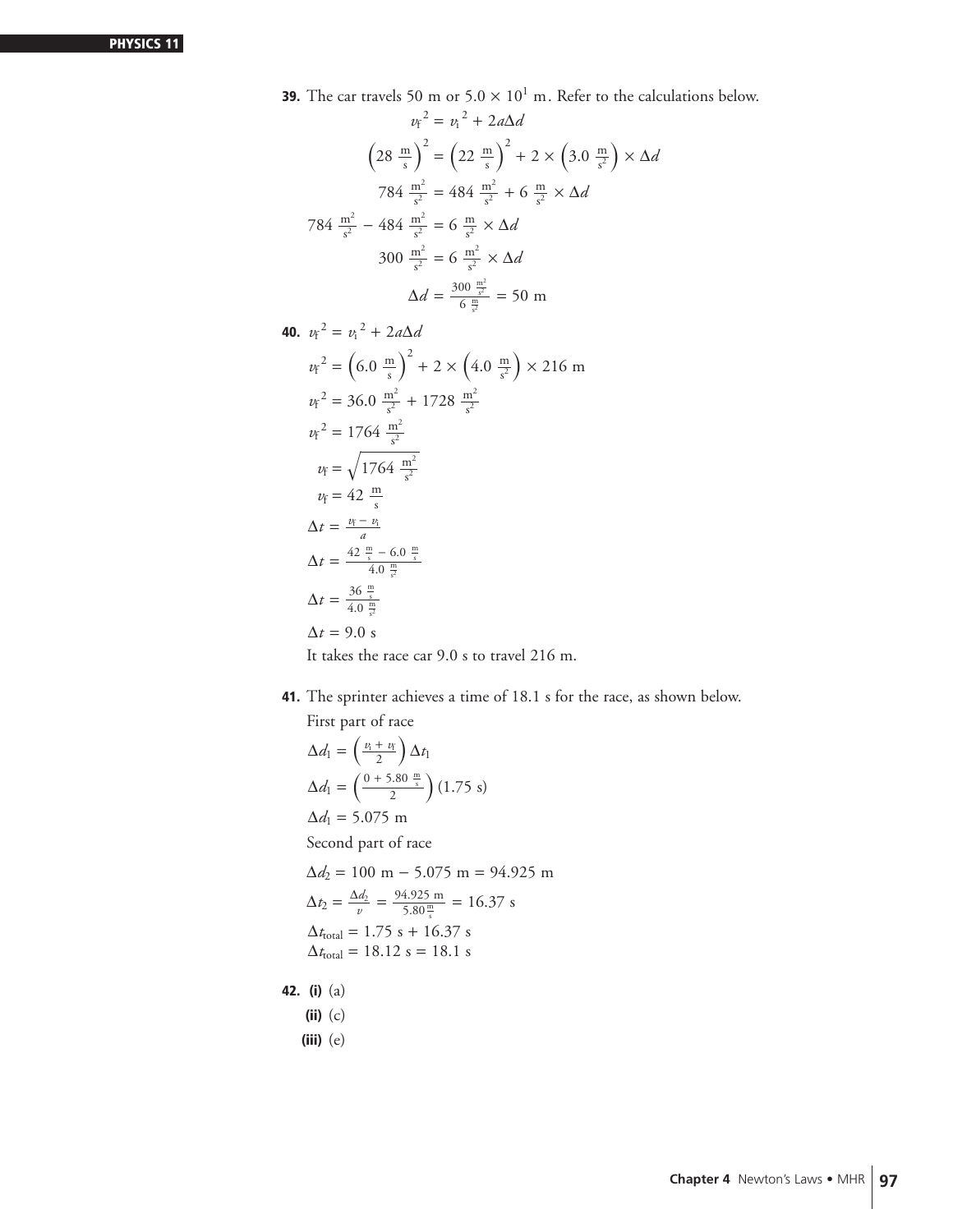**39.** The car travels 50 m or $5.0 \times 10^1$ m. Refer to the calculations below.

$$v_f^2 = v_i^2 + 2a\Delta d$$

$$\left(28 \ \tfrac{\text{m}}{\text{s}}\right)^2 = \left(22 \ \tfrac{\text{m}}{\text{s}}\right)^2 + 2 \times \left(3.0 \ \tfrac{\text{m}}{\text{s}^2}\right) \times \Delta d$$

$$784 \ \tfrac{\text{m}^2}{\text{s}^2} = 484 \ \tfrac{\text{m}^2}{\text{s}^2} + 6 \ \tfrac{\text{m}}{\text{s}^2} \times \Delta d$$

$$784 \ \tfrac{\text{m}^2}{\text{s}^2} - 484 \ \tfrac{\text{m}^2}{\text{s}^2} = 6 \ \tfrac{\text{m}}{\text{s}^2} \times \Delta d$$

$$300 \ \tfrac{\text{m}^2}{\text{s}^2} = 6 \ \tfrac{\text{m}^2}{\text{s}^2} \times \Delta d$$

$$\Delta d = \frac{300 \ \frac{\text{m}^2}{\text{s}^2}}{6 \ \frac{\text{m}}{\text{s}^2}} = 50 \text{ m}$$

**40.** $v_f^2 = v_i^2 + 2a\Delta d$

$$v_f^2 = \left(6.0 \ \tfrac{\text{m}}{\text{s}}\right)^2 + 2 \times \left(4.0 \ \tfrac{\text{m}}{\text{s}^2}\right) \times 216 \text{ m}$$

$$v_f^2 = 36.0 \ \tfrac{\text{m}^2}{\text{s}^2} + 1728 \ \tfrac{\text{m}^2}{\text{s}^2}$$

$$v_f^2 = 1764 \ \tfrac{\text{m}^2}{\text{s}^2}$$

$$v_f = \sqrt{1764 \ \tfrac{\text{m}^2}{\text{s}^2}}$$

$$v_f = 42 \ \tfrac{\text{m}}{\text{s}}$$

$$\Delta t = \frac{v_f - v_i}{a}$$

$$\Delta t = \frac{42 \ \frac{\text{m}}{\text{s}} - 6.0 \ \frac{\text{m}}{\text{s}}}{4.0 \ \frac{\text{m}}{\text{s}^2}}$$

$$\Delta t = \frac{36 \ \frac{\text{m}}{\text{s}}}{4.0 \ \frac{\text{m}}{\text{s}^2}}$$

$$\Delta t = 9.0 \text{ s}$$

It takes the race car 9.0 s to travel 216 m.

**41.** The sprinter achieves a time of 18.1 s for the race, as shown below.

First part of race

$$\Delta d_1 = \left(\frac{v_i + v_f}{2}\right)\Delta t_1$$

$$\Delta d_1 = \left(\frac{0 + 5.80 \ \frac{\text{m}}{\text{s}}}{2}\right)(1.75 \text{ s})$$

$$\Delta d_1 = 5.075 \text{ m}$$

Second part of race

$$\Delta d_2 = 100 \text{ m} - 5.075 \text{ m} = 94.925 \text{ m}$$

$$\Delta t_2 = \frac{\Delta d_2}{v} = \frac{94.925 \text{ m}}{5.80 \frac{\text{m}}{\text{s}}} = 16.37 \text{ s}$$

$$\Delta t_{\text{total}} = 1.75 \text{ s} + 16.37 \text{ s}$$

$$\Delta t_{\text{total}} = 18.12 \text{ s} = 18.1 \text{ s}$$

**42.** **(i)** (a)

**(ii)** (c)

**(iii)** (e)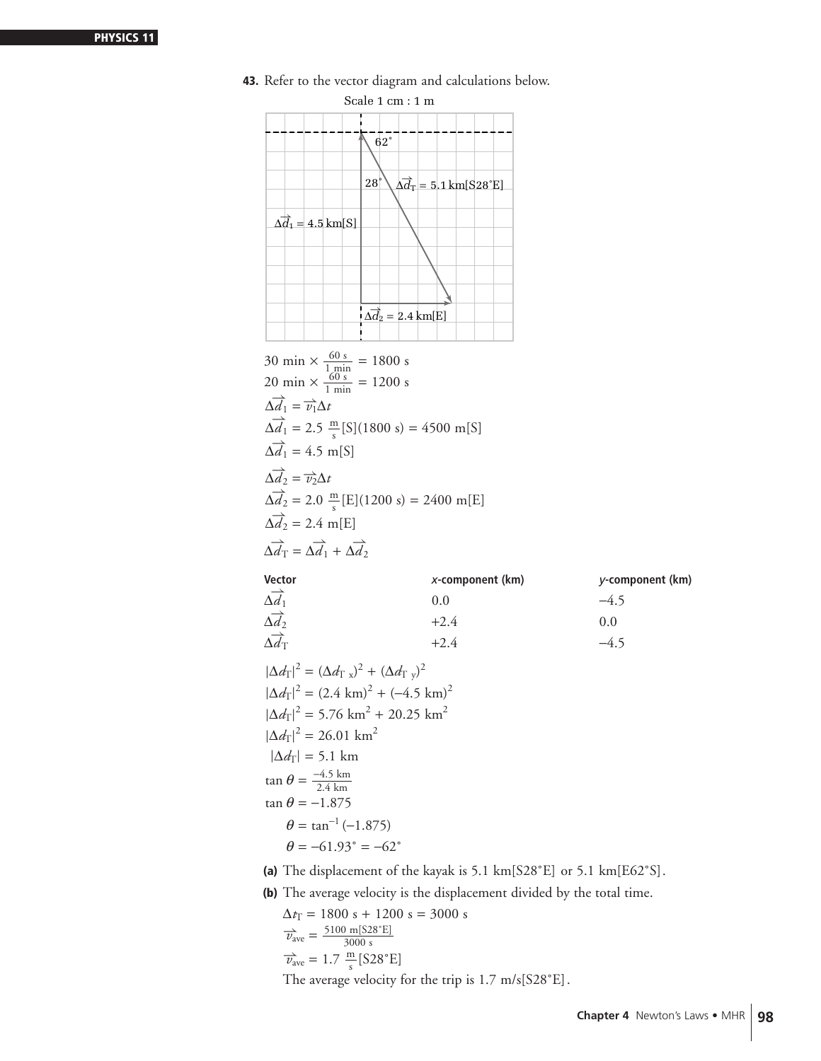**43.** Refer to the vector diagram and calculations below.

Scale 1 cm : 1 m

62°

28°

$\Delta\vec{d}_T = 5.1\text{ km[S28°E]}$

$\Delta\vec{d}_1 = 4.5\text{ km[S]}$

$\Delta\vec{d}_2 = 2.4\text{ km[E]}$

$$30\text{ min} \times \frac{60\text{ s}}{1\text{ min}} = 1800\text{ s}$$

$$20\text{ min} \times \frac{60\text{ s}}{1\text{ min}} = 1200\text{ s}$$

$$\Delta\vec{d}_1 = \vec{v}_1\Delta t$$

$$\Delta\vec{d}_1 = 2.5\ \frac{\text{m}}{\text{s}}\text{[S]}(1800\text{ s}) = 4500\text{ m[S]}$$

$$\Delta\vec{d}_1 = 4.5\text{ m[S]}$$

$$\Delta\vec{d}_2 = \vec{v}_2\Delta t$$

$$\Delta\vec{d}_2 = 2.0\ \frac{\text{m}}{\text{s}}\text{[E]}(1200\text{ s}) = 2400\text{ m[E]}$$

$$\Delta\vec{d}_2 = 2.4\text{ m[E]}$$

$$\Delta\vec{d}_T = \Delta\vec{d}_1 + \Delta\vec{d}_2$$

| Vector | *x*-component (km) | *y*-component (km) |
|---|---|---|
| $\Delta\vec{d}_1$ | 0.0 | −4.5 |
| $\Delta\vec{d}_2$ | +2.4 | 0.0 |
| $\Delta\vec{d}_T$ | +2.4 | −4.5 |

$$|\Delta d_T|^2 = (\Delta d_{T\ x})^2 + (\Delta d_{T\ y})^2$$

$$|\Delta d_T|^2 = (2.4\text{ km})^2 + (-4.5\text{ km})^2$$

$$|\Delta d_T|^2 = 5.76\text{ km}^2 + 20.25\text{ km}^2$$

$$|\Delta d_T|^2 = 26.01\text{ km}^2$$

$$|\Delta d_T| = 5.1\text{ km}$$

$$\tan\theta = \frac{-4.5\text{ km}}{2.4\text{ km}}$$

$$\tan\theta = -1.875$$

$$\theta = \tan^{-1}(-1.875)$$

$$\theta = -61.93° = -62°$$

**(a)** The displacement of the kayak is 5.1 km[S28°E] or 5.1 km[E62°S].

**(b)** The average velocity is the displacement divided by the total time.

$$\Delta t_T = 1800\text{ s} + 1200\text{ s} = 3000\text{ s}$$

$$\vec{v}_{\text{ave}} = \frac{5100\text{ m[S28°E]}}{3000\text{ s}}$$

$$\vec{v}_{\text{ave}} = 1.7\ \frac{\text{m}}{\text{s}}\text{[S28°E]}$$

The average velocity for the trip is 1.7 m/s[S28°E].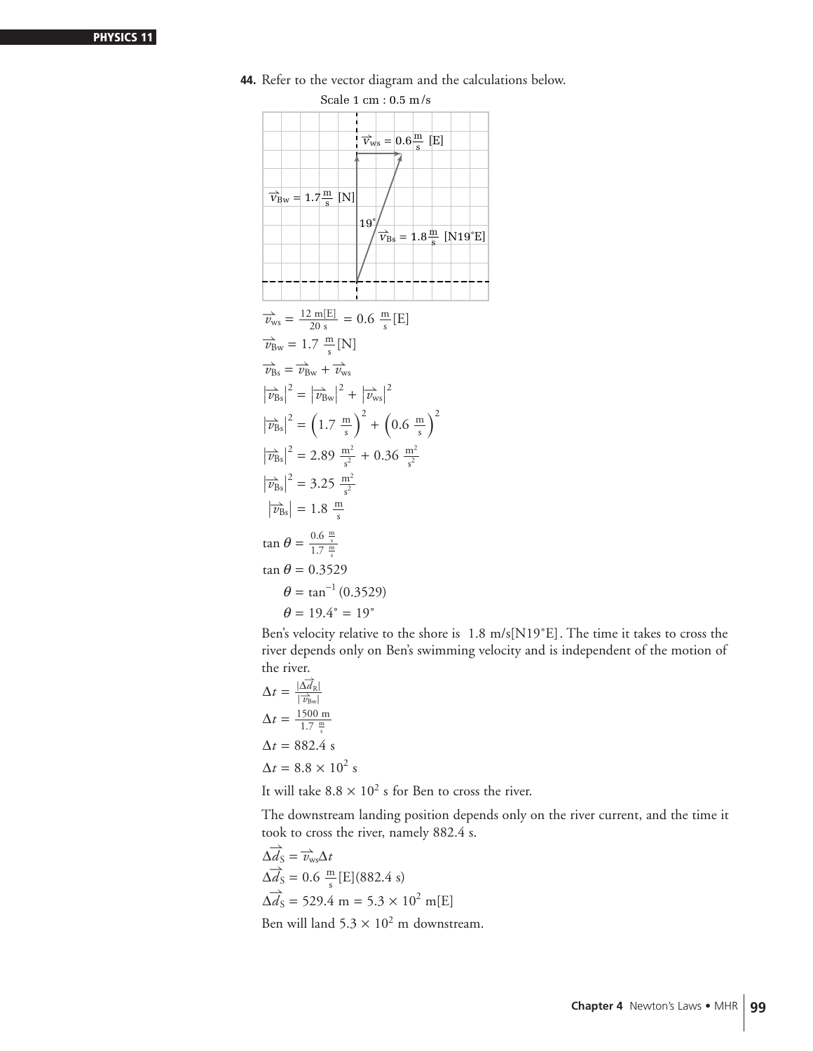**44.** Refer to the vector diagram and the calculations below.

Scale 1 cm : 0.5 m/s

$\vec{v}_{ws} = 0.6\frac{m}{s}$ [E]

$\vec{v}_{Bw} = 1.7\frac{m}{s}$ [N]

19°

$\vec{v}_{Bs} = 1.8\frac{m}{s}$ [N19°E]

$$\vec{v}_{ws} = \frac{12 \text{ m[E]}}{20 \text{ s}} = 0.6 \ \frac{\text{m}}{\text{s}}\text{[E]}$$

$$\vec{v}_{Bw} = 1.7 \ \frac{\text{m}}{\text{s}}\text{[N]}$$

$$\vec{v}_{Bs} = \vec{v}_{Bw} + \vec{v}_{ws}$$

$$\left|\vec{v}_{Bs}\right|^2 = \left|\vec{v}_{Bw}\right|^2 + \left|\vec{v}_{ws}\right|^2$$

$$\left|\vec{v}_{Bs}\right|^2 = \left(1.7 \ \frac{\text{m}}{\text{s}}\right)^2 + \left(0.6 \ \frac{\text{m}}{\text{s}}\right)^2$$

$$\left|\vec{v}_{Bs}\right|^2 = 2.89 \ \frac{\text{m}^2}{\text{s}^2} + 0.36 \ \frac{\text{m}^2}{\text{s}^2}$$

$$\left|\vec{v}_{Bs}\right|^2 = 3.25 \ \frac{\text{m}^2}{\text{s}^2}$$

$$\left|\vec{v}_{Bs}\right| = 1.8 \ \frac{\text{m}}{\text{s}}$$

$$\tan\theta = \frac{0.6 \ \frac{\text{m}}{\text{s}}}{1.7 \ \frac{\text{m}}{\text{s}}}$$

$$\tan\theta = 0.3529$$

$$\theta = \tan^{-1}(0.3529)$$

$$\theta = 19.4° = 19°$$

Ben's velocity relative to the shore is 1.8 m/s[N19°E]. The time it takes to cross the river depends only on Ben's swimming velocity and is independent of the motion of the river.

$$\Delta t = \frac{|\Delta\vec{d}_R|}{|\vec{v}_{Bw}|}$$

$$\Delta t = \frac{1500 \text{ m}}{1.7 \ \frac{\text{m}}{\text{s}}}$$

$$\Delta t = 882.4 \text{ s}$$

$$\Delta t = 8.8 \times 10^2 \text{ s}$$

It will take $8.8 \times 10^2$ s for Ben to cross the river.

The downstream landing position depends only on the river current, and the time it took to cross the river, namely 882.4 s.

$$\Delta\vec{d}_S = \vec{v}_{ws}\Delta t$$

$$\Delta\vec{d}_S = 0.6 \ \frac{\text{m}}{\text{s}}\text{[E]}(882.4 \text{ s})$$

$$\Delta\vec{d}_S = 529.4 \text{ m} = 5.3 \times 10^2 \text{ m[E]}$$

Ben will land $5.3 \times 10^2$ m downstream.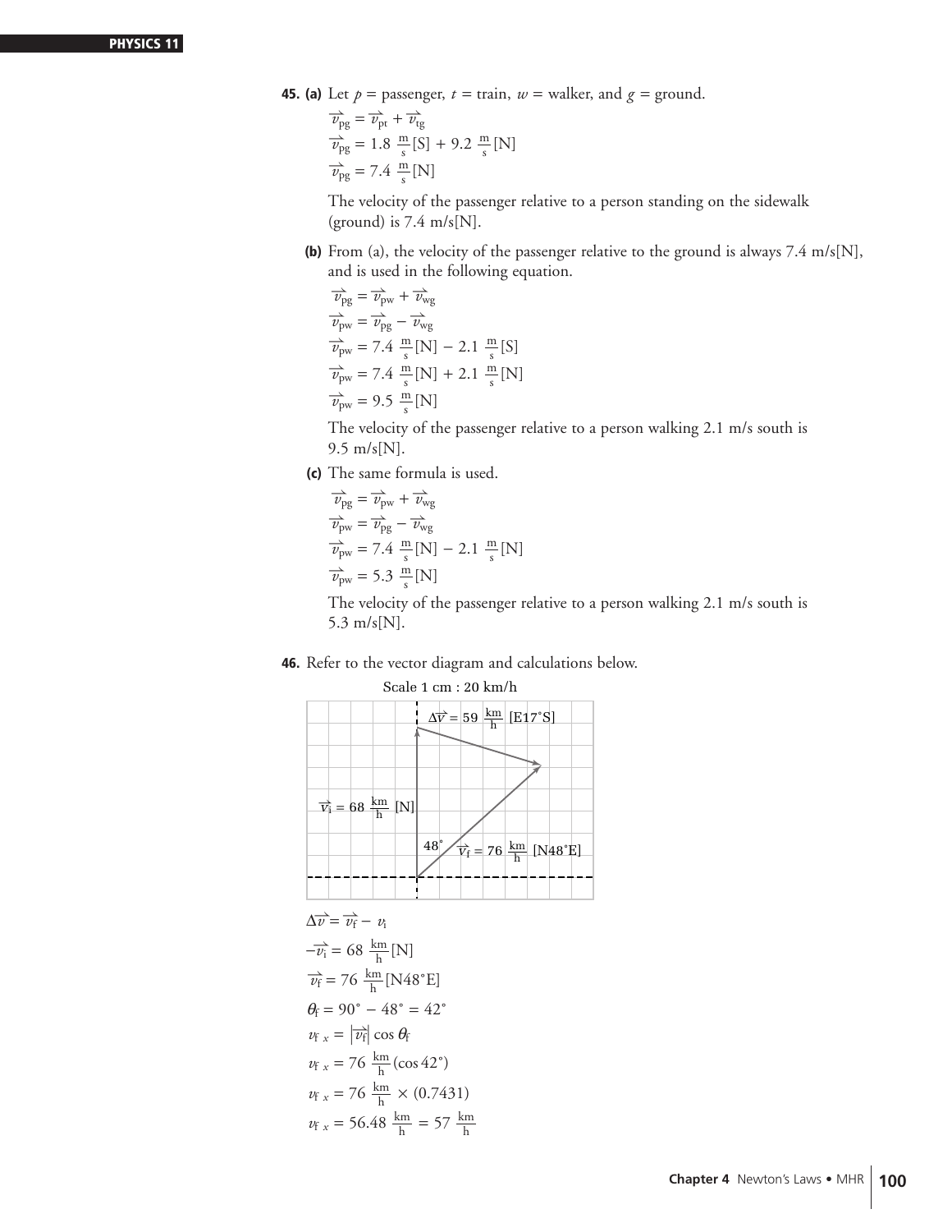**45. (a)** Let $p$ = passenger, $t$ = train, $w$ = walker, and $g$ = ground.

$$\vec{v}_{pg} = \vec{v}_{pt} + \vec{v}_{tg}$$
$$\vec{v}_{pg} = 1.8\ \tfrac{m}{s}[S] + 9.2\ \tfrac{m}{s}[N]$$
$$\vec{v}_{pg} = 7.4\ \tfrac{m}{s}[N]$$

The velocity of the passenger relative to a person standing on the sidewalk (ground) is 7.4 m/s[N].

**(b)** From (a), the velocity of the passenger relative to the ground is always 7.4 m/s[N], and is used in the following equation.

$$\vec{v}_{pg} = \vec{v}_{pw} + \vec{v}_{wg}$$
$$\vec{v}_{pw} = \vec{v}_{pg} - \vec{v}_{wg}$$
$$\vec{v}_{pw} = 7.4\ \tfrac{m}{s}[N] - 2.1\ \tfrac{m}{s}[S]$$
$$\vec{v}_{pw} = 7.4\ \tfrac{m}{s}[N] + 2.1\ \tfrac{m}{s}[N]$$
$$\vec{v}_{pw} = 9.5\ \tfrac{m}{s}[N]$$

The velocity of the passenger relative to a person walking 2.1 m/s south is 9.5 m/s[N].

**(c)** The same formula is used.

$$\vec{v}_{pg} = \vec{v}_{pw} + \vec{v}_{wg}$$
$$\vec{v}_{pw} = \vec{v}_{pg} - \vec{v}_{wg}$$
$$\vec{v}_{pw} = 7.4\ \tfrac{m}{s}[N] - 2.1\ \tfrac{m}{s}[N]$$
$$\vec{v}_{pw} = 5.3\ \tfrac{m}{s}[N]$$

The velocity of the passenger relative to a person walking 2.1 m/s south is 5.3 m/s[N].

**46.** Refer to the vector diagram and calculations below.

Scale 1 cm : 20 km/h

$\Delta\vec{v} = 59\ \tfrac{km}{h}$ [E17°S]

$\vec{v}_i = 68\ \tfrac{km}{h}$ [N]

48°

$\vec{v}_f = 76\ \tfrac{km}{h}$ [N48°E]

$$\Delta\vec{v} = \vec{v}_f - v_i$$
$$-\vec{v}_i = 68\ \tfrac{km}{h}[N]$$
$$\vec{v}_f = 76\ \tfrac{km}{h}[N48°E]$$
$$\theta_f = 90° - 48° = 42°$$
$$v_{f\,x} = |\vec{v}_f| \cos\theta_f$$
$$v_{f\,x} = 76\ \tfrac{km}{h}(\cos 42°)$$
$$v_{f\,x} = 76\ \tfrac{km}{h} \times (0.7431)$$
$$v_{f\,x} = 56.48\ \tfrac{km}{h} = 57\ \tfrac{km}{h}$$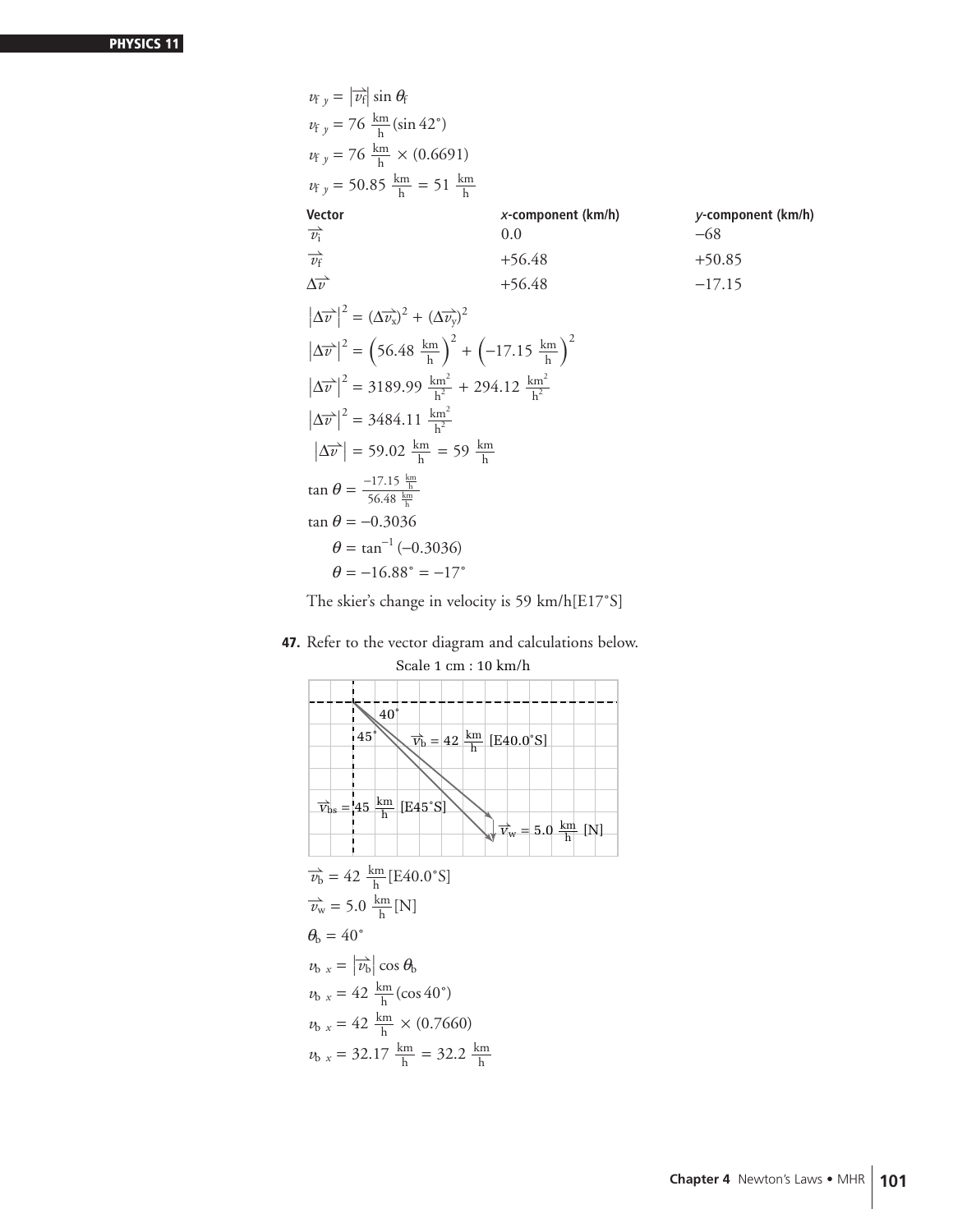$$v_{f\,y} = |\vec{v_f}| \sin \theta_f$$

$$v_{f\,y} = 76\ \frac{\text{km}}{\text{h}} (\sin 42°)$$

$$v_{f\,y} = 76\ \frac{\text{km}}{\text{h}} \times (0.6691)$$

$$v_{f\,y} = 50.85\ \frac{\text{km}}{\text{h}} = 51\ \frac{\text{km}}{\text{h}}$$

| Vector | *x*-component (km/h) | *y*-component (km/h) |
|---|---|---|
| $\vec{v_i}$ | 0.0 | −68 |
| $\vec{v_f}$ | +56.48 | +50.85 |
| $\Delta\vec{v}$ | +56.48 | −17.15 |

$$|\Delta\vec{v}|^2 = (\Delta\vec{v_x})^2 + (\Delta\vec{v_y})^2$$

$$|\Delta\vec{v}|^2 = \left(56.48\ \frac{\text{km}}{\text{h}}\right)^2 + \left(-17.15\ \frac{\text{km}}{\text{h}}\right)^2$$

$$|\Delta\vec{v}|^2 = 3189.99\ \frac{\text{km}^2}{\text{h}^2} + 294.12\ \frac{\text{km}^2}{\text{h}^2}$$

$$|\Delta\vec{v}|^2 = 3484.11\ \frac{\text{km}^2}{\text{h}^2}$$

$$|\Delta\vec{v}| = 59.02\ \frac{\text{km}}{\text{h}} = 59\ \frac{\text{km}}{\text{h}}$$

$$\tan\theta = \frac{-17.15\ \frac{\text{km}}{\text{h}}}{56.48\ \frac{\text{km}}{\text{h}}}$$

$$\tan\theta = -0.3036$$

$$\theta = \tan^{-1}(-0.3036)$$

$$\theta = -16.88° = -17°$$

The skier's change in velocity is 59 km/h[E17°S]

**47.** Refer to the vector diagram and calculations below.

Scale 1 cm : 10 km/h

$\vec{v_b} = 42\ \frac{\text{km}}{\text{h}}$ [E40.0°S]

$\vec{v_{bs}} = 45\ \frac{\text{km}}{\text{h}}$ [E45°S]

$\vec{v_w} = 5.0\ \frac{\text{km}}{\text{h}}$ [N]

40°, 45°

$$\vec{v_b} = 42\ \frac{\text{km}}{\text{h}}[\text{E}40.0°\text{S}]$$

$$\vec{v_w} = 5.0\ \frac{\text{km}}{\text{h}}[\text{N}]$$

$$\theta_b = 40°$$

$$v_{b\,x} = |\vec{v_b}| \cos\theta_b$$

$$v_{b\,x} = 42\ \frac{\text{km}}{\text{h}} (\cos 40°)$$

$$v_{b\,x} = 42\ \frac{\text{km}}{\text{h}} \times (0.7660)$$

$$v_{b\,x} = 32.17\ \frac{\text{km}}{\text{h}} = 32.2\ \frac{\text{km}}{\text{h}}$$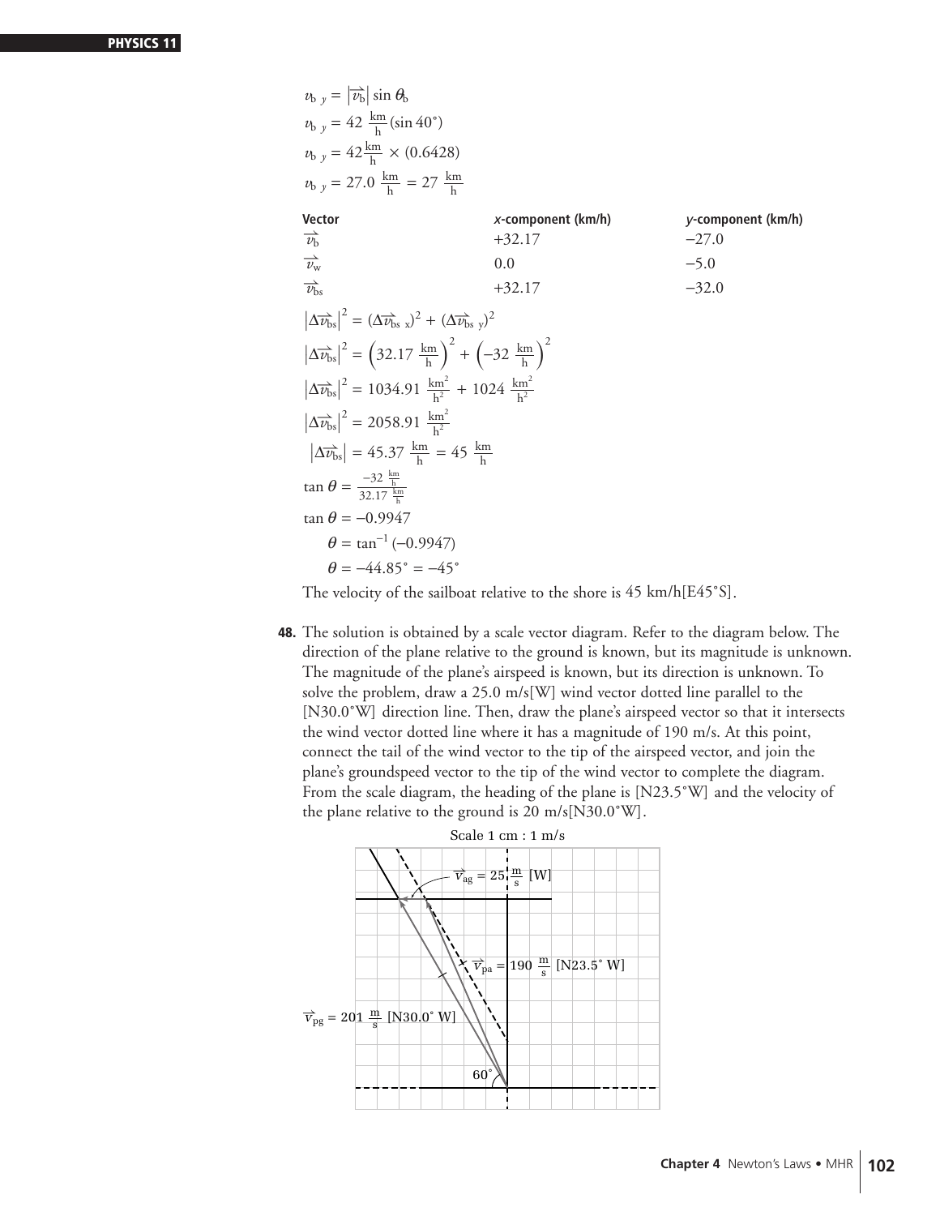$$v_{b\,y} = \left|\vec{v}_b\right| \sin \theta_b$$

$$v_{b\,y} = 42\ \frac{\text{km}}{\text{h}} (\sin 40°)$$

$$v_{b\,y} = 42 \frac{\text{km}}{\text{h}} \times (0.6428)$$

$$v_{b\,y} = 27.0\ \frac{\text{km}}{\text{h}} = 27\ \frac{\text{km}}{\text{h}}$$

| Vector | x-component (km/h) | y-component (km/h) |
|---|---|---|
| $\vec{v}_b$ | +32.17 | −27.0 |
| $\vec{v}_w$ | 0.0 | −5.0 |
| $\vec{v}_{bs}$ | +32.17 | −32.0 |

$$\left|\Delta\vec{v}_{bs}\right|^2 = (\Delta\vec{v}_{bs\ x})^2 + (\Delta\vec{v}_{bs\ y})^2$$

$$\left|\Delta\vec{v}_{bs}\right|^2 = \left(32.17\ \frac{\text{km}}{\text{h}}\right)^2 + \left(-32\ \frac{\text{km}}{\text{h}}\right)^2$$

$$\left|\Delta\vec{v}_{bs}\right|^2 = 1034.91\ \frac{\text{km}^2}{\text{h}^2} + 1024\ \frac{\text{km}^2}{\text{h}^2}$$

$$\left|\Delta\vec{v}_{bs}\right|^2 = 2058.91\ \frac{\text{km}^2}{\text{h}^2}$$

$$\left|\Delta\vec{v}_{bs}\right| = 45.37\ \frac{\text{km}}{\text{h}} = 45\ \frac{\text{km}}{\text{h}}$$

$$\tan\theta = \frac{-32\ \frac{\text{km}}{\text{h}}}{32.17\ \frac{\text{km}}{\text{h}}}$$

$$\tan\theta = -0.9947$$

$$\theta = \tan^{-1}(-0.9947)$$

$$\theta = -44.85° = -45°$$

The velocity of the sailboat relative to the shore is 45 km/h[E45°S].

**48.** The solution is obtained by a scale vector diagram. Refer to the diagram below. The direction of the plane relative to the ground is known, but its magnitude is unknown. The magnitude of the plane's airspeed is known, but its direction is unknown. To solve the problem, draw a 25.0 m/s[W] wind vector dotted line parallel to the [N30.0°W] direction line. Then, draw the plane's airspeed vector so that it intersects the wind vector dotted line where it has a magnitude of 190 m/s. At this point, connect the tail of the wind vector to the tip of the airspeed vector, and join the plane's groundspeed vector to the tip of the wind vector to complete the diagram. From the scale diagram, the heading of the plane is [N23.5°W] and the velocity of the plane relative to the ground is 20 m/s[N30.0°W].

Scale 1 cm : 1 m/s

$\vec{v}_{ag} = 25\ \frac{\text{m}}{\text{s}}$ [W]

$\vec{v}_{pa} = 190\ \frac{\text{m}}{\text{s}}$ [N23.5° W]

$\vec{v}_{pg} = 201\ \frac{\text{m}}{\text{s}}$ [N30.0° W]

60°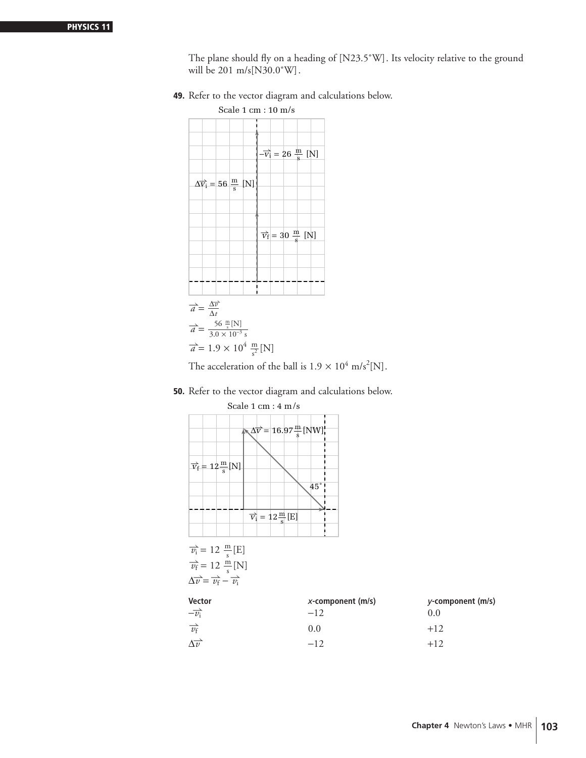The plane should fly on a heading of [N23.5°W]. Its velocity relative to the ground will be 201 m/s[N30.0°W].

**49.** Refer to the vector diagram and calculations below.

Scale 1 cm : 10 m/s

$-\vec{v}_i = 26\ \frac{m}{s}$ [N]

$\Delta\vec{v}_i = 56\ \frac{m}{s}$ [N]

$\vec{v}_f = 30\ \frac{m}{s}$ [N]

$$\vec{a} = \frac{\Delta\vec{v}}{\Delta t}$$

$$\vec{a} = \frac{56\ \frac{m}{s}[N]}{3.0 \times 10^{-3}\ s}$$

$$\vec{a} = 1.9 \times 10^4\ \frac{m}{s^2}[N]$$

The acceleration of the ball is $1.9 \times 10^4$ m/s$^2$[N].

**50.** Refer to the vector diagram and calculations below.

Scale 1 cm : 4 m/s

$\Delta\vec{v} = 16.97\frac{m}{s}$[NW]

$\vec{v}_f = 12\frac{m}{s}$[N]

45°

$\vec{v}_i = 12\frac{m}{s}$[E]

$$\vec{v}_i = 12\ \frac{m}{s}[E]$$

$$\vec{v}_f = 12\ \frac{m}{s}[N]$$

$$\Delta\vec{v} = \vec{v}_f - \vec{v}_i$$

| Vector | *x*-component (m/s) | *y*-component (m/s) |
|---|---|---|
| $-\vec{v}_i$ | −12 | 0.0 |
| $\vec{v}_f$ | 0.0 | +12 |
| $\Delta\vec{v}$ | −12 | +12 |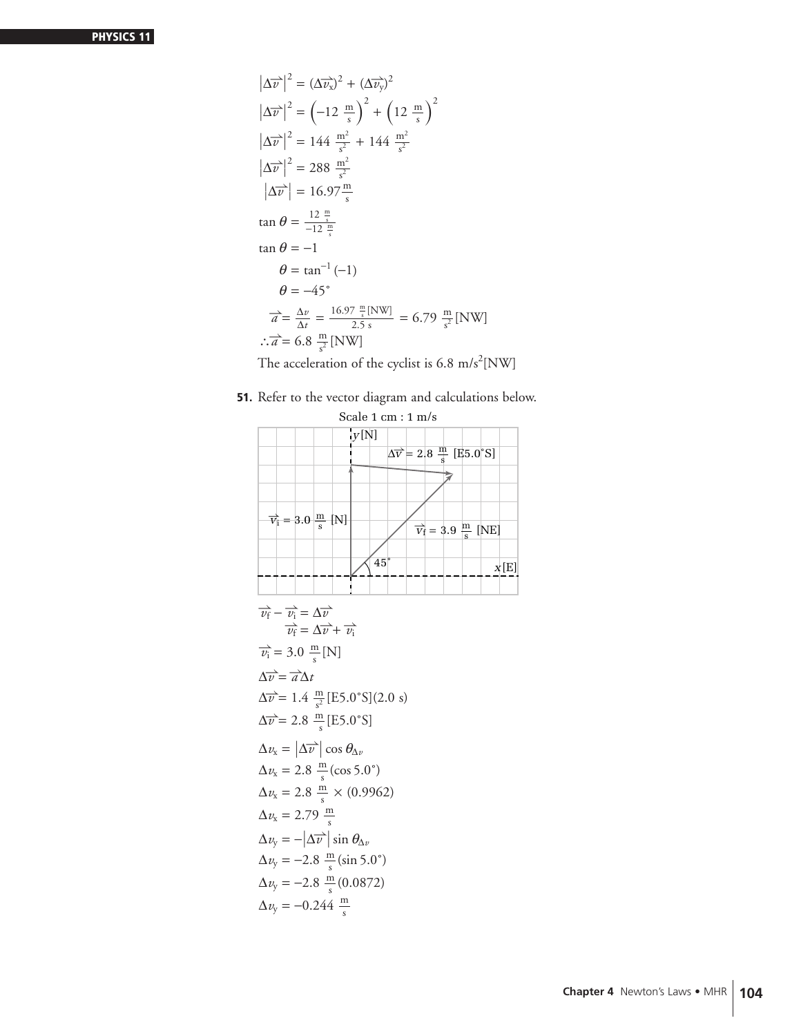$$\left|\overrightarrow{\Delta v}\right|^2 = (\overrightarrow{\Delta v_x})^2 + (\overrightarrow{\Delta v_y})^2$$

$$\left|\overrightarrow{\Delta v}\right|^2 = \left(-12\ \tfrac{\text{m}}{\text{s}}\right)^2 + \left(12\ \tfrac{\text{m}}{\text{s}}\right)^2$$

$$\left|\overrightarrow{\Delta v}\right|^2 = 144\ \tfrac{\text{m}^2}{\text{s}^2} + 144\ \tfrac{\text{m}^2}{\text{s}^2}$$

$$\left|\overrightarrow{\Delta v}\right|^2 = 288\ \tfrac{\text{m}^2}{\text{s}^2}$$

$$\left|\overrightarrow{\Delta v}\right| = 16.97\tfrac{\text{m}}{\text{s}}$$

$$\tan\theta = \frac{12\ \frac{\text{m}}{\text{s}}}{-12\ \frac{\text{m}}{\text{s}}}$$

$$\tan\theta = -1$$

$$\theta = \tan^{-1}(-1)$$

$$\theta = -45^\circ$$

$$\overrightarrow{a} = \frac{\Delta v}{\Delta t} = \frac{16.97\ \frac{\text{m}}{\text{s}}[\text{NW}]}{2.5\ \text{s}} = 6.79\ \tfrac{\text{m}}{\text{s}^2}[\text{NW}]$$

$$\therefore \overrightarrow{a} = 6.8\ \tfrac{\text{m}}{\text{s}^2}[\text{NW}]$$

The acceleration of the cyclist is 6.8 $\text{m/s}^2$[NW]

**51.** Refer to the vector diagram and calculations below.

Scale 1 cm : 1 m/s

$\overrightarrow{v_i} = 3.0\ \frac{\text{m}}{\text{s}}$ [N]

$\overrightarrow{\Delta v} = 2.8\ \frac{\text{m}}{\text{s}}$ [E5.0°S]

$\overrightarrow{v_f} = 3.9\ \frac{\text{m}}{\text{s}}$ [NE]

45°

$y$[N]

$x$[E]

$$\overrightarrow{v_f} - \overrightarrow{v_i} = \overrightarrow{\Delta v}$$

$$\overrightarrow{v_f} = \overrightarrow{\Delta v} + \overrightarrow{v_i}$$

$$\overrightarrow{v_i} = 3.0\ \tfrac{\text{m}}{\text{s}}[\text{N}]$$

$$\overrightarrow{\Delta v} = \overrightarrow{a}\Delta t$$

$$\overrightarrow{\Delta v} = 1.4\ \tfrac{\text{m}}{\text{s}^2}[\text{E}5.0^\circ\text{S}](2.0\ \text{s})$$

$$\overrightarrow{\Delta v} = 2.8\ \tfrac{\text{m}}{\text{s}}[\text{E}5.0^\circ\text{S}]$$

$$\Delta v_x = \left|\overrightarrow{\Delta v}\right|\cos\theta_{\Delta v}$$

$$\Delta v_x = 2.8\ \tfrac{\text{m}}{\text{s}}(\cos 5.0^\circ)$$

$$\Delta v_x = 2.8\ \tfrac{\text{m}}{\text{s}} \times (0.9962)$$

$$\Delta v_x = 2.79\ \tfrac{\text{m}}{\text{s}}$$

$$\Delta v_y = -\left|\overrightarrow{\Delta v}\right|\sin\theta_{\Delta v}$$

$$\Delta v_y = -2.8\ \tfrac{\text{m}}{\text{s}}(\sin 5.0^\circ)$$

$$\Delta v_y = -2.8\ \tfrac{\text{m}}{\text{s}}(0.0872)$$

$$\Delta v_y = -0.244\ \tfrac{\text{m}}{\text{s}}$$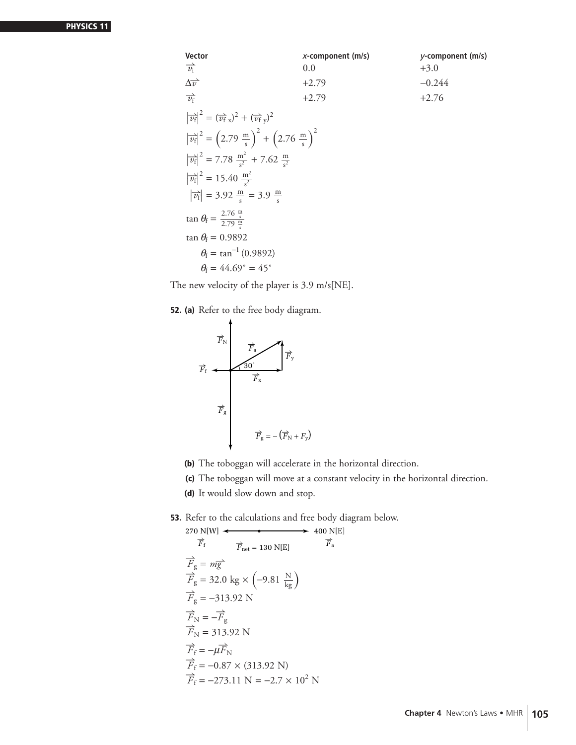| Vector | x-component (m/s) | y-component (m/s) |
|---|---|---|
| $\vec{v}_i$ | 0.0 | +3.0 |
| $\Delta\vec{v}$ | +2.79 | −0.244 |
| $\vec{v}_f$ | +2.79 | +2.76 |

$$|\vec{v}_f|^2 = (\vec{v}_{f\,x})^2 + (\vec{v}_{f\,y})^2$$

$$|\vec{v}_f|^2 = \left(2.79\ \frac{m}{s}\right)^2 + \left(2.76\ \frac{m}{s}\right)^2$$

$$|\vec{v}_f|^2 = 7.78\ \frac{m^2}{s^2} + 7.62\ \frac{m}{s^2}$$

$$|\vec{v}_f|^2 = 15.40\ \frac{m^2}{s^2}$$

$$|\vec{v}_f| = 3.92\ \frac{m}{s} = 3.9\ \frac{m}{s}$$

$$\tan\theta_f = \frac{2.76\ \frac{m}{s}}{2.79\ \frac{m}{s}}$$

$$\tan\theta_f = 0.9892$$

$$\theta_f = \tan^{-1}(0.9892)$$

$$\theta_f = 44.69° = 45°$$

The new velocity of the player is 3.9 m/s[NE].

**52. (a)** Refer to the free body diagram.

$\vec{F}_N$, $\vec{F}_a$, $\vec{F}_y$, $\vec{F}_f$, 30°, $\vec{F}_x$, $\vec{F}_g$

$$\vec{F}_g = -(\vec{F}_N + F_y)$$

**(b)** The toboggan will accelerate in the horizontal direction.

**(c)** The toboggan will move at a constant velocity in the horizontal direction.

**(d)** It would slow down and stop.

**53.** Refer to the calculations and free body diagram below.

270 N[W] $\vec{F}_f$ ← → 400 N[E] $\vec{F}_a$

$\vec{F}_{net} = 130$ N[E]

$$\vec{F}_g = m\vec{g}$$

$$\vec{F}_g = 32.0\ \text{kg} \times \left(-9.81\ \frac{N}{kg}\right)$$

$$\vec{F}_g = -313.92\ \text{N}$$

$$\vec{F}_N = -\vec{F}_g$$

$$\vec{F}_N = 313.92\ \text{N}$$

$$\vec{F}_f = -\mu\vec{F}_N$$

$$\vec{F}_f = -0.87 \times (313.92\ \text{N})$$

$$\vec{F}_f = -273.11\ \text{N} = -2.7 \times 10^2\ \text{N}$$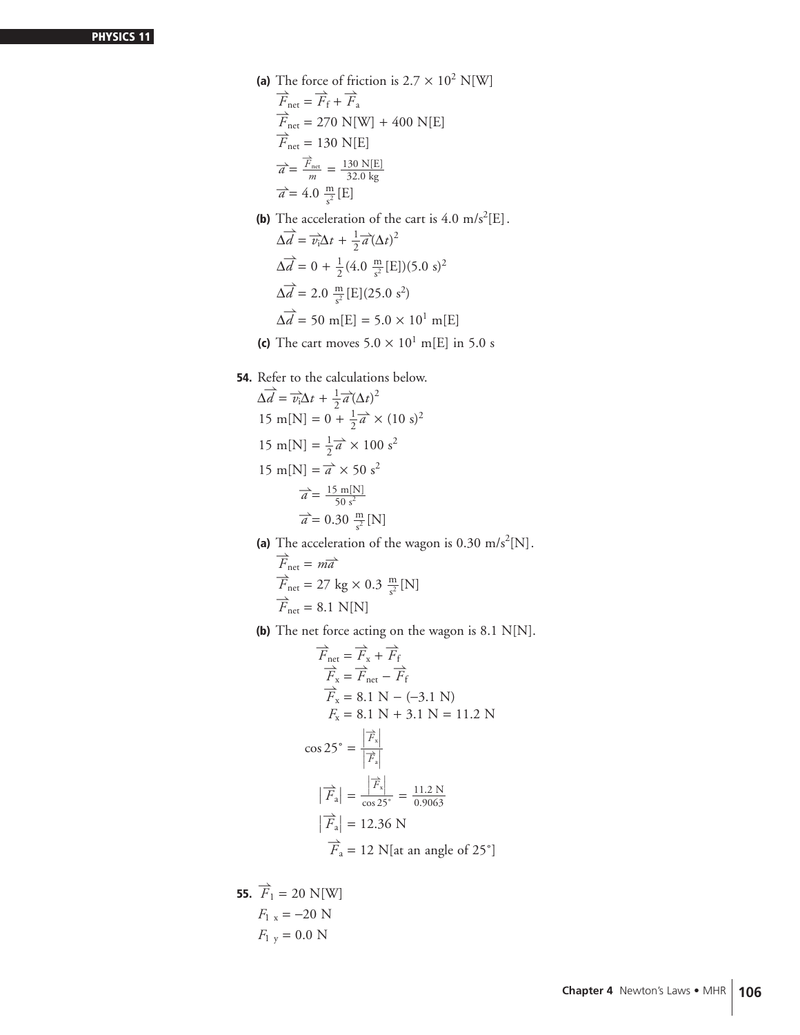**(a)** The force of friction is $2.7 \times 10^2$ N[W]

$\vec{F}_{net} = \vec{F}_f + \vec{F}_a$

$\vec{F}_{net} = 270$ N[W] + 400 N[E]

$\vec{F}_{net} = 130$ N[E]

$\vec{a} = \frac{\vec{F}_{net}}{m} = \frac{130 \text{ N[E]}}{32.0 \text{ kg}}$

$\vec{a} = 4.0 \frac{\text{m}}{\text{s}^2}$[E]

**(b)** The acceleration of the cart is $4.0$ m/s$^2$[E].

$\Delta\vec{d} = \vec{v}_i\Delta t + \frac{1}{2}\vec{a}(\Delta t)^2$

$\Delta\vec{d} = 0 + \frac{1}{2}(4.0 \frac{\text{m}}{\text{s}^2}\text{[E]})(5.0 \text{ s})^2$

$\Delta\vec{d} = 2.0 \frac{\text{m}}{\text{s}^2}\text{[E]}(25.0 \text{ s}^2)$

$\Delta\vec{d} = 50$ m[E] $= 5.0 \times 10^1$ m[E]

**(c)** The cart moves $5.0 \times 10^1$ m[E] in 5.0 s

**54.** Refer to the calculations below.

$\Delta\vec{d} = \vec{v}_i\Delta t + \frac{1}{2}\vec{a}(\Delta t)^2$

15 m[N] $= 0 + \frac{1}{2}\vec{a} \times (10 \text{ s})^2$

15 m[N] $= \frac{1}{2}\vec{a} \times 100 \text{ s}^2$

15 m[N] $= \vec{a} \times 50 \text{ s}^2$

$\vec{a} = \frac{15 \text{ m[N]}}{50 \text{ s}^2}$

$\vec{a} = 0.30 \frac{\text{m}}{\text{s}^2}$[N]

**(a)** The acceleration of the wagon is $0.30$ m/s$^2$[N].

$\vec{F}_{net} = m\vec{a}$

$\vec{F}_{net} = 27 \text{ kg} \times 0.3 \frac{\text{m}}{\text{s}^2}$[N]

$\vec{F}_{net} = 8.1$ N[N]

**(b)** The net force acting on the wagon is 8.1 N[N].

$\vec{F}_{net} = \vec{F}_x + \vec{F}_f$

$\vec{F}_x = \vec{F}_{net} - \vec{F}_f$

$\vec{F}_x = 8.1 \text{ N} - (-3.1 \text{ N})$

$F_x = 8.1 \text{ N} + 3.1 \text{ N} = 11.2 \text{ N}$

$\cos 25° = \frac{|\vec{F}_x|}{|\vec{F}_a|}$

$|\vec{F}_a| = \frac{|\vec{F}_x|}{\cos 25°} = \frac{11.2 \text{ N}}{0.9063}$

$|\vec{F}_a| = 12.36$ N

$\vec{F}_a = 12$ N[at an angle of 25°]

**55.** $\vec{F}_1 = 20$ N[W]

$F_{1\,x} = -20$ N

$F_{1\,y} = 0.0$ N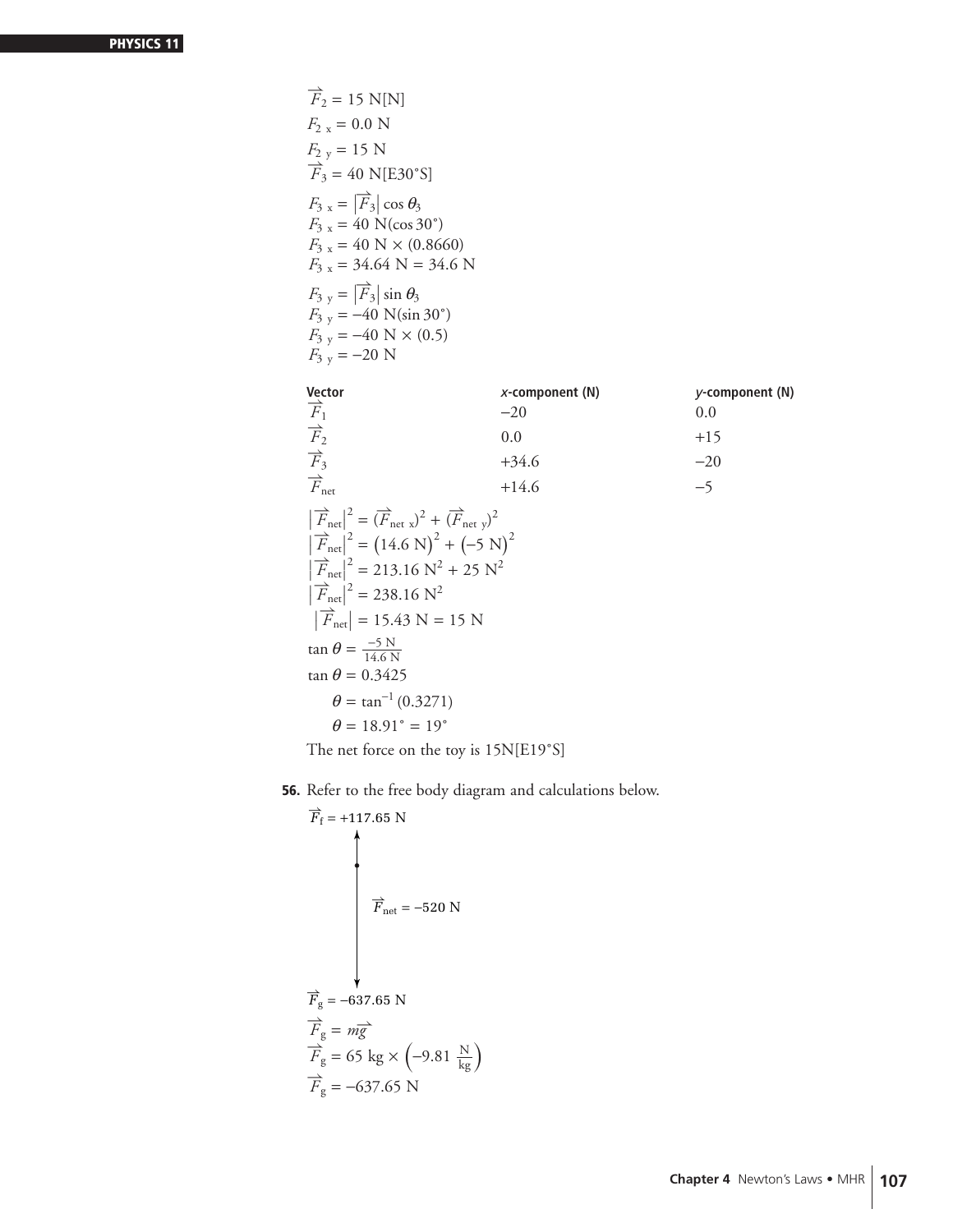$\vec{F}_2 = 15\text{ N[N]}$

$F_{2\,x} = 0.0\text{ N}$

$F_{2\,y} = 15\text{ N}$

$\vec{F}_3 = 40\text{ N[E30°S]}$

$F_{3\,x} = |\vec{F}_3| \cos \theta_3$

$F_{3\,x} = 40\text{ N}(\cos 30°)$

$F_{3\,x} = 40\text{ N} \times (0.8660)$

$F_{3\,x} = 34.64\text{ N} = 34.6\text{ N}$

$F_{3\,y} = |\vec{F}_3| \sin \theta_3$

$F_{3\,y} = -40\text{ N}(\sin 30°)$

$F_{3\,y} = -40\text{ N} \times (0.5)$

$F_{3\,y} = -20\text{ N}$

| Vector | *x*-component (N) | *y*-component (N) |
|---|---|---|
| $\vec{F}_1$ | −20 | 0.0 |
| $\vec{F}_2$ | 0.0 | +15 |
| $\vec{F}_3$ | +34.6 | −20 |
| $\vec{F}_{net}$ | +14.6 | −5 |

$|\vec{F}_{net}|^2 = (\vec{F}_{net\,x})^2 + (\vec{F}_{net\,y})^2$

$|\vec{F}_{net}|^2 = (14.6\text{ N})^2 + (-5\text{ N})^2$

$|\vec{F}_{net}|^2 = 213.16\text{ N}^2 + 25\text{ N}^2$

$|\vec{F}_{net}|^2 = 238.16\text{ N}^2$

$|\vec{F}_{net}| = 15.43\text{ N} = 15\text{ N}$

$\tan \theta = \frac{-5\text{ N}}{14.6\text{ N}}$

$\tan \theta = 0.3425$

$\theta = \tan^{-1}(0.3271)$

$\theta = 18.91° = 19°$

The net force on the toy is 15N[E19°S]

**56.** Refer to the free body diagram and calculations below.

$\vec{F}_f = +117.65\text{ N}$

$\vec{F}_{net} = -520\text{ N}$

$\vec{F}_g = -637.65\text{ N}$

$\vec{F}_g = m\vec{g}$

$\vec{F}_g = 65\text{ kg} \times \left(-9.81\ \frac{\text{N}}{\text{kg}}\right)$

$\vec{F}_g = -637.65\text{ N}$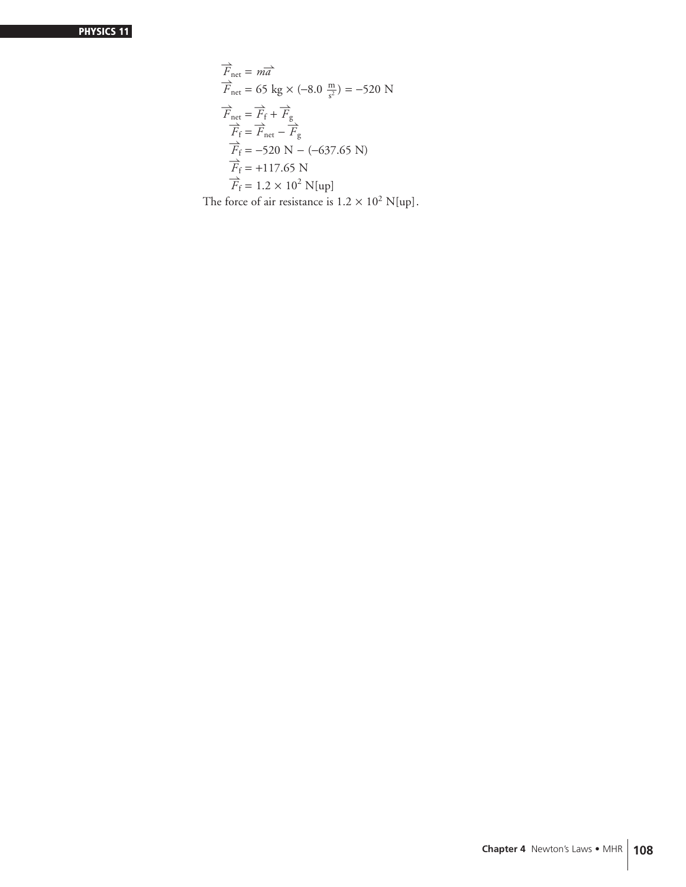$$\vec{F}_{\text{net}} = m\vec{a}$$
$$\vec{F}_{\text{net}} = 65 \text{ kg} \times (-8.0 \tfrac{\text{m}}{\text{s}^2}) = -520 \text{ N}$$
$$\vec{F}_{\text{net}} = \vec{F}_{\text{f}} + \vec{F}_{\text{g}}$$
$$\vec{F}_{\text{f}} = \vec{F}_{\text{net}} - \vec{F}_{\text{g}}$$
$$\vec{F}_{\text{f}} = -520 \text{ N} - (-637.65 \text{ N})$$
$$\vec{F}_{\text{f}} = +117.65 \text{ N}$$
$$\vec{F}_{\text{f}} = 1.2 \times 10^2 \text{ N[up]}$$

The force of air resistance is $1.2 \times 10^2$ N[up].